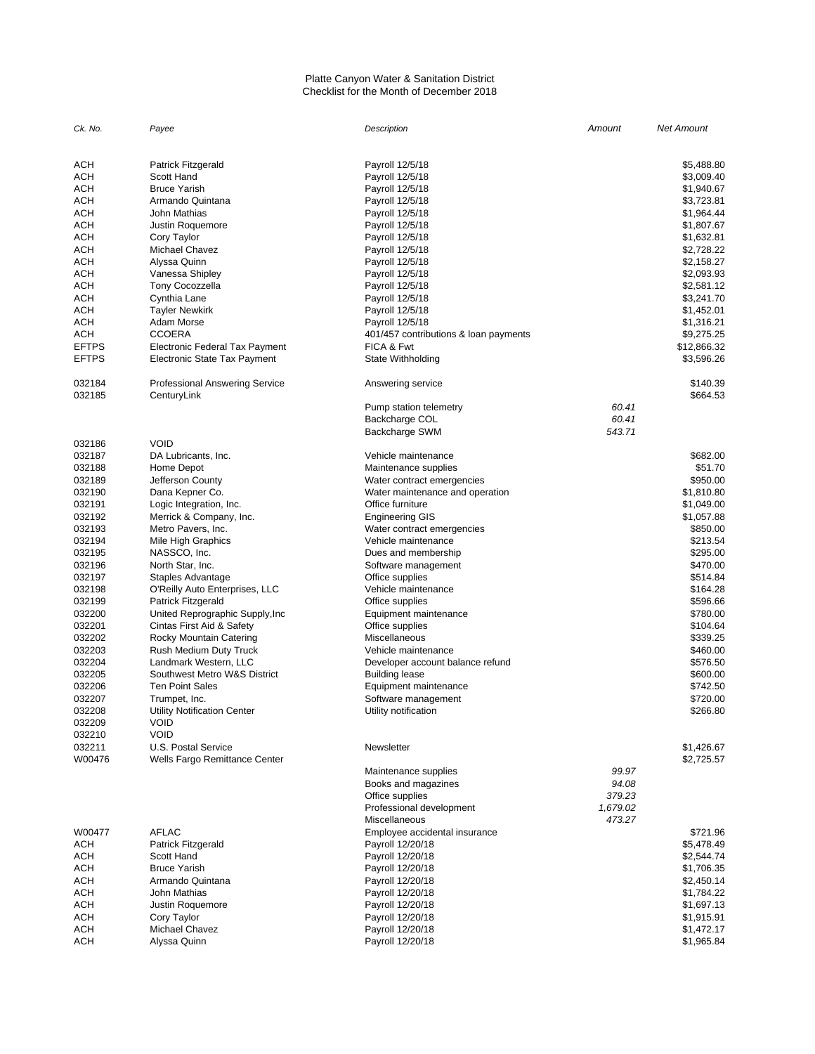Platte Canyon Water & Sanitation District
Checklist for the Month of December 2018

| *Ck. No.* | *Payee* | *Description* | *Amount* | *Net Amount* |
|---|---|---|---|---|
| ACH | Patrick Fitzgerald | Payroll 12/5/18 | | $5,488.80 |
| ACH | Scott Hand | Payroll 12/5/18 | | $3,009.40 |
| ACH | Bruce Yarish | Payroll 12/5/18 | | $1,940.67 |
| ACH | Armando Quintana | Payroll 12/5/18 | | $3,723.81 |
| ACH | John Mathias | Payroll 12/5/18 | | $1,964.44 |
| ACH | Justin Roquemore | Payroll 12/5/18 | | $1,807.67 |
| ACH | Cory Taylor | Payroll 12/5/18 | | $1,632.81 |
| ACH | Michael Chavez | Payroll 12/5/18 | | $2,728.22 |
| ACH | Alyssa Quinn | Payroll 12/5/18 | | $2,158.27 |
| ACH | Vanessa Shipley | Payroll 12/5/18 | | $2,093.93 |
| ACH | Tony Cocozzella | Payroll 12/5/18 | | $2,581.12 |
| ACH | Cynthia Lane | Payroll 12/5/18 | | $3,241.70 |
| ACH | Tayler Newkirk | Payroll 12/5/18 | | $1,452.01 |
| ACH | Adam Morse | Payroll 12/5/18 | | $1,316.21 |
| ACH | CCOERA | 401/457 contributions & loan payments | | $9,275.25 |
| EFTPS | Electronic Federal Tax Payment | FICA & Fwt | | $12,866.32 |
| EFTPS | Electronic State Tax Payment | State Withholding | | $3,596.26 |
| 032184 | Professional Answering Service | Answering service | | $140.39 |
| 032185 | CenturyLink | | | $664.53 |
| | | Pump station telemetry | *60.41* | |
| | | Backcharge COL | *60.41* | |
| | | Backcharge SWM | *543.71* | |
| 032186 | VOID | | | |
| 032187 | DA Lubricants, Inc. | Vehicle maintenance | | $682.00 |
| 032188 | Home Depot | Maintenance supplies | | $51.70 |
| 032189 | Jefferson County | Water contract emergencies | | $950.00 |
| 032190 | Dana Kepner Co. | Water maintenance and operation | | $1,810.80 |
| 032191 | Logic Integration, Inc. | Office furniture | | $1,049.00 |
| 032192 | Merrick & Company, Inc. | Engineering GIS | | $1,057.88 |
| 032193 | Metro Pavers, Inc. | Water contract emergencies | | $850.00 |
| 032194 | Mile High Graphics | Vehicle maintenance | | $213.54 |
| 032195 | NASSCO, Inc. | Dues and membership | | $295.00 |
| 032196 | North Star, Inc. | Software management | | $470.00 |
| 032197 | Staples Advantage | Office supplies | | $514.84 |
| 032198 | O'Reilly Auto Enterprises, LLC | Vehicle maintenance | | $164.28 |
| 032199 | Patrick Fitzgerald | Office supplies | | $596.66 |
| 032200 | United Reprographic Supply,Inc | Equipment maintenance | | $780.00 |
| 032201 | Cintas First Aid & Safety | Office supplies | | $104.64 |
| 032202 | Rocky Mountain Catering | Miscellaneous | | $339.25 |
| 032203 | Rush Medium Duty Truck | Vehicle maintenance | | $460.00 |
| 032204 | Landmark Western, LLC | Developer account balance refund | | $576.50 |
| 032205 | Southwest Metro W&S District | Building lease | | $600.00 |
| 032206 | Ten Point Sales | Equipment maintenance | | $742.50 |
| 032207 | Trumpet, Inc. | Software management | | $720.00 |
| 032208 | Utility Notification Center | Utility notification | | $266.80 |
| 032209 | VOID | | | |
| 032210 | VOID | | | |
| 032211 | U.S. Postal Service | Newsletter | | $1,426.67 |
| W00476 | Wells Fargo Remittance Center | | | $2,725.57 |
| | | Maintenance supplies | *99.97* | |
| | | Books and magazines | *94.08* | |
| | | Office supplies | *379.23* | |
| | | Professional development | *1,679.02* | |
| | | Miscellaneous | *473.27* | |
| W00477 | AFLAC | Employee accidental insurance | | $721.96 |
| ACH | Patrick Fitzgerald | Payroll 12/20/18 | | $5,478.49 |
| ACH | Scott Hand | Payroll 12/20/18 | | $2,544.74 |
| ACH | Bruce Yarish | Payroll 12/20/18 | | $1,706.35 |
| ACH | Armando Quintana | Payroll 12/20/18 | | $2,450.14 |
| ACH | John Mathias | Payroll 12/20/18 | | $1,784.22 |
| ACH | Justin Roquemore | Payroll 12/20/18 | | $1,697.13 |
| ACH | Cory Taylor | Payroll 12/20/18 | | $1,915.91 |
| ACH | Michael Chavez | Payroll 12/20/18 | | $1,472.17 |
| ACH | Alyssa Quinn | Payroll 12/20/18 | | $1,965.84 |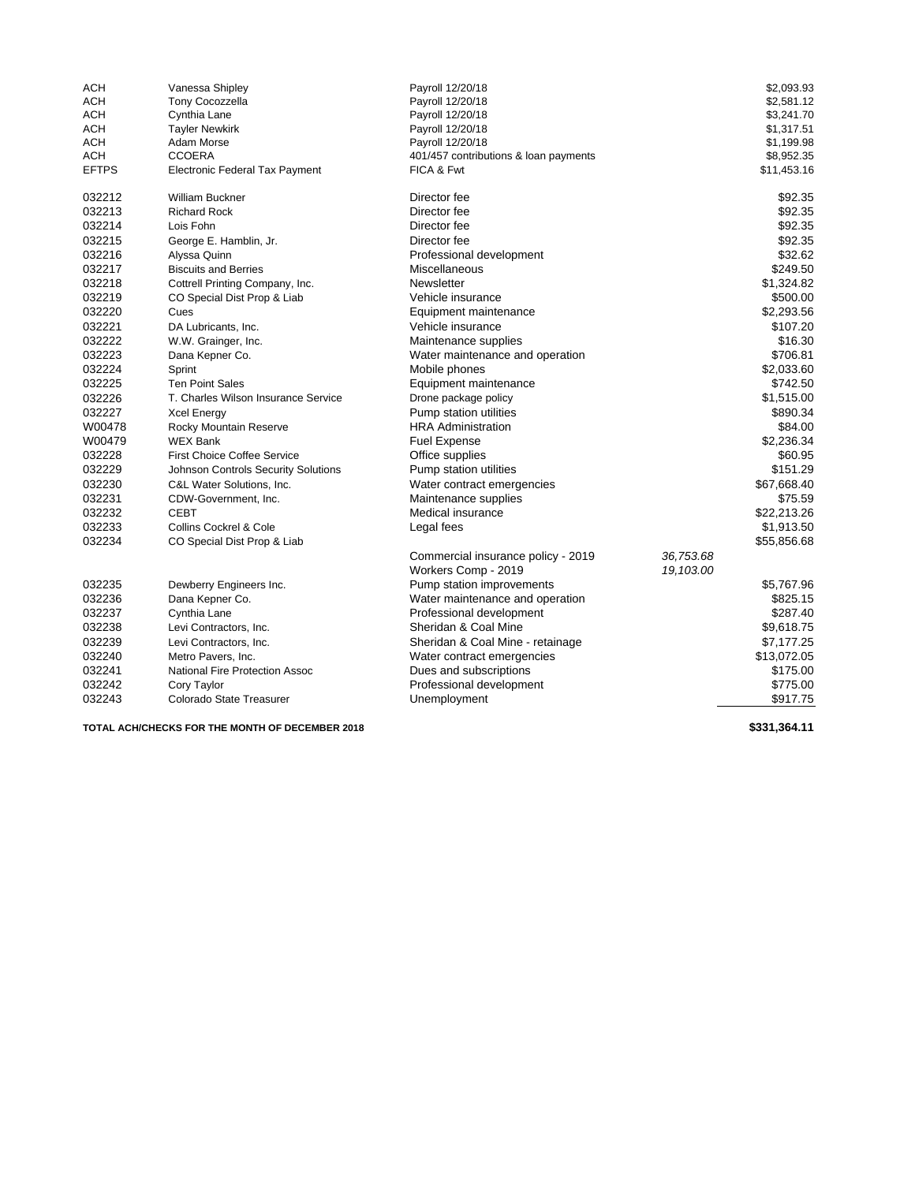| | | | | |
|---|---|---|---|---|
| ACH | Vanessa Shipley | Payroll 12/20/18 | | $2,093.93 |
| ACH | Tony Cocozzella | Payroll 12/20/18 | | $2,581.12 |
| ACH | Cynthia Lane | Payroll 12/20/18 | | $3,241.70 |
| ACH | Tayler Newkirk | Payroll 12/20/18 | | $1,317.51 |
| ACH | Adam Morse | Payroll 12/20/18 | | $1,199.98 |
| ACH | CCOERA | 401/457 contributions & loan payments | | $8,952.35 |
| EFTPS | Electronic Federal Tax Payment | FICA & Fwt | | $11,453.16 |
| 032212 | William Buckner | Director fee | | $92.35 |
| 032213 | Richard Rock | Director fee | | $92.35 |
| 032214 | Lois Fohn | Director fee | | $92.35 |
| 032215 | George E. Hamblin, Jr. | Director fee | | $92.35 |
| 032216 | Alyssa Quinn | Professional development | | $32.62 |
| 032217 | Biscuits and Berries | Miscellaneous | | $249.50 |
| 032218 | Cottrell Printing Company, Inc. | Newsletter | | $1,324.82 |
| 032219 | CO Special Dist Prop & Liab | Vehicle insurance | | $500.00 |
| 032220 | Cues | Equipment maintenance | | $2,293.56 |
| 032221 | DA Lubricants, Inc. | Vehicle insurance | | $107.20 |
| 032222 | W.W. Grainger, Inc. | Maintenance supplies | | $16.30 |
| 032223 | Dana Kepner Co. | Water maintenance and operation | | $706.81 |
| 032224 | Sprint | Mobile phones | | $2,033.60 |
| 032225 | Ten Point Sales | Equipment maintenance | | $742.50 |
| 032226 | T. Charles Wilson Insurance Service | Drone package policy | | $1,515.00 |
| 032227 | Xcel Energy | Pump station utilities | | $890.34 |
| W00478 | Rocky Mountain Reserve | HRA Administration | | $84.00 |
| W00479 | WEX Bank | Fuel Expense | | $2,236.34 |
| 032228 | First Choice Coffee Service | Office supplies | | $60.95 |
| 032229 | Johnson Controls Security Solutions | Pump station utilities | | $151.29 |
| 032230 | C&L Water Solutions, Inc. | Water contract emergencies | | $67,668.40 |
| 032231 | CDW-Government, Inc. | Maintenance supplies | | $75.59 |
| 032232 | CEBT | Medical insurance | | $22,213.26 |
| 032233 | Collins Cockrel & Cole | Legal fees | | $1,913.50 |
| 032234 | CO Special Dist Prop & Liab | | | $55,856.68 |
| | | Commercial insurance policy - 2019 | *36,753.68* | |
| | | Workers Comp - 2019 | *19,103.00* | |
| 032235 | Dewberry Engineers Inc. | Pump station improvements | | $5,767.96 |
| 032236 | Dana Kepner Co. | Water maintenance and operation | | $825.15 |
| 032237 | Cynthia Lane | Professional development | | $287.40 |
| 032238 | Levi Contractors, Inc. | Sheridan & Coal Mine | | $9,618.75 |
| 032239 | Levi Contractors, Inc. | Sheridan & Coal Mine - retainage | | $7,177.25 |
| 032240 | Metro Pavers, Inc. | Water contract emergencies | | $13,072.05 |
| 032241 | National Fire Protection Assoc | Dues and subscriptions | | $175.00 |
| 032242 | Cory Taylor | Professional development | | $775.00 |
| 032243 | Colorado State Treasurer | Unemployment | | $917.75 |
| **TOTAL ACH/CHECKS FOR THE MONTH OF DECEMBER 2018** | | | | **$331,364.11** |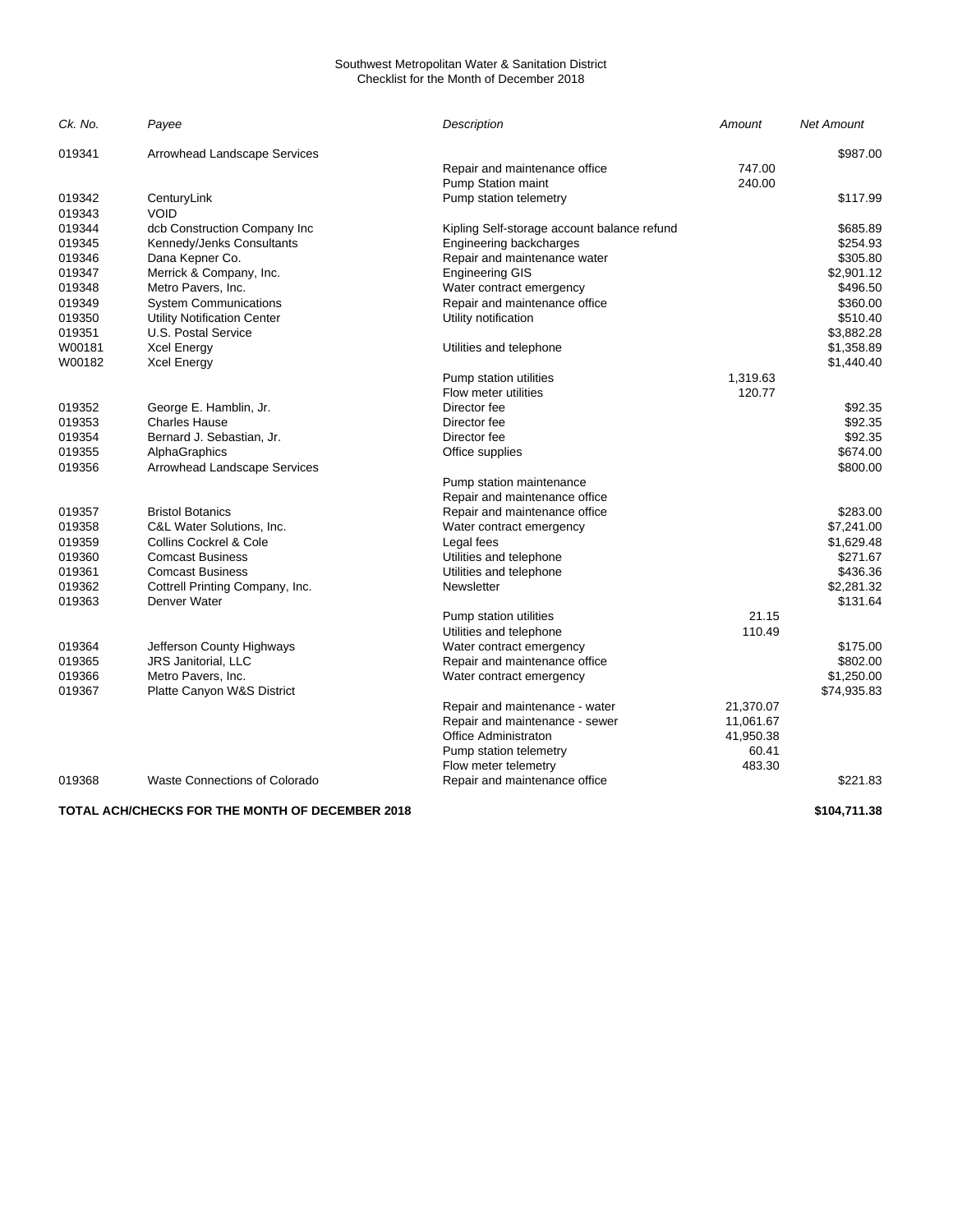Southwest Metropolitan Water & Sanitation District
Checklist for the Month of December 2018

| *Ck. No.* | *Payee* | *Description* | *Amount* | *Net Amount* |
|---|---|---|---|---|
| 019341 | Arrowhead Landscape Services | | | $987.00 |
| | | Repair and maintenance office | 747.00 | |
| | | Pump Station maint | 240.00 | |
| 019342 | CenturyLink | Pump station telemetry | | $117.99 |
| 019343 | VOID | | | |
| 019344 | dcb Construction Company Inc | Kipling Self-storage account balance refund | | $685.89 |
| 019345 | Kennedy/Jenks Consultants | Engineering backcharges | | $254.93 |
| 019346 | Dana Kepner Co. | Repair and maintenance water | | $305.80 |
| 019347 | Merrick & Company, Inc. | Engineering GIS | | $2,901.12 |
| 019348 | Metro Pavers, Inc. | Water contract emergency | | $496.50 |
| 019349 | System Communications | Repair and maintenance office | | $360.00 |
| 019350 | Utility Notification Center | Utility notification | | $510.40 |
| 019351 | U.S. Postal Service | | | $3,882.28 |
| W00181 | Xcel Energy | Utilities and telephone | | $1,358.89 |
| W00182 | Xcel Energy | | | $1,440.40 |
| | | Pump station utilities | 1,319.63 | |
| | | Flow meter utilities | 120.77 | |
| 019352 | George E. Hamblin, Jr. | Director fee | | $92.35 |
| 019353 | Charles Hause | Director fee | | $92.35 |
| 019354 | Bernard J. Sebastian, Jr. | Director fee | | $92.35 |
| 019355 | AlphaGraphics | Office supplies | | $674.00 |
| 019356 | Arrowhead Landscape Services | | | $800.00 |
| | | Pump station maintenance | | |
| | | Repair and maintenance office | | |
| 019357 | Bristol Botanics | Repair and maintenance office | | $283.00 |
| 019358 | C&L Water Solutions, Inc. | Water contract emergency | | $7,241.00 |
| 019359 | Collins Cockrel & Cole | Legal fees | | $1,629.48 |
| 019360 | Comcast Business | Utilities and telephone | | $271.67 |
| 019361 | Comcast Business | Utilities and telephone | | $436.36 |
| 019362 | Cottrell Printing Company, Inc. | Newsletter | | $2,281.32 |
| 019363 | Denver Water | | | $131.64 |
| | | Pump station utilities | 21.15 | |
| | | Utilities and telephone | 110.49 | |
| 019364 | Jefferson County Highways | Water contract emergency | | $175.00 |
| 019365 | JRS Janitorial, LLC | Repair and maintenance office | | $802.00 |
| 019366 | Metro Pavers, Inc. | Water contract emergency | | $1,250.00 |
| 019367 | Platte Canyon W&S District | | | $74,935.83 |
| | | Repair and maintenance - water | 21,370.07 | |
| | | Repair and maintenance - sewer | 11,061.67 | |
| | | Office Administraton | 41,950.38 | |
| | | Pump station telemetry | 60.41 | |
| | | Flow meter telemetry | 483.30 | |
| 019368 | Waste Connections of Colorado | Repair and maintenance office | | $221.83 |
| **TOTAL ACH/CHECKS FOR THE MONTH OF DECEMBER 2018** | | | | **$104,711.38** |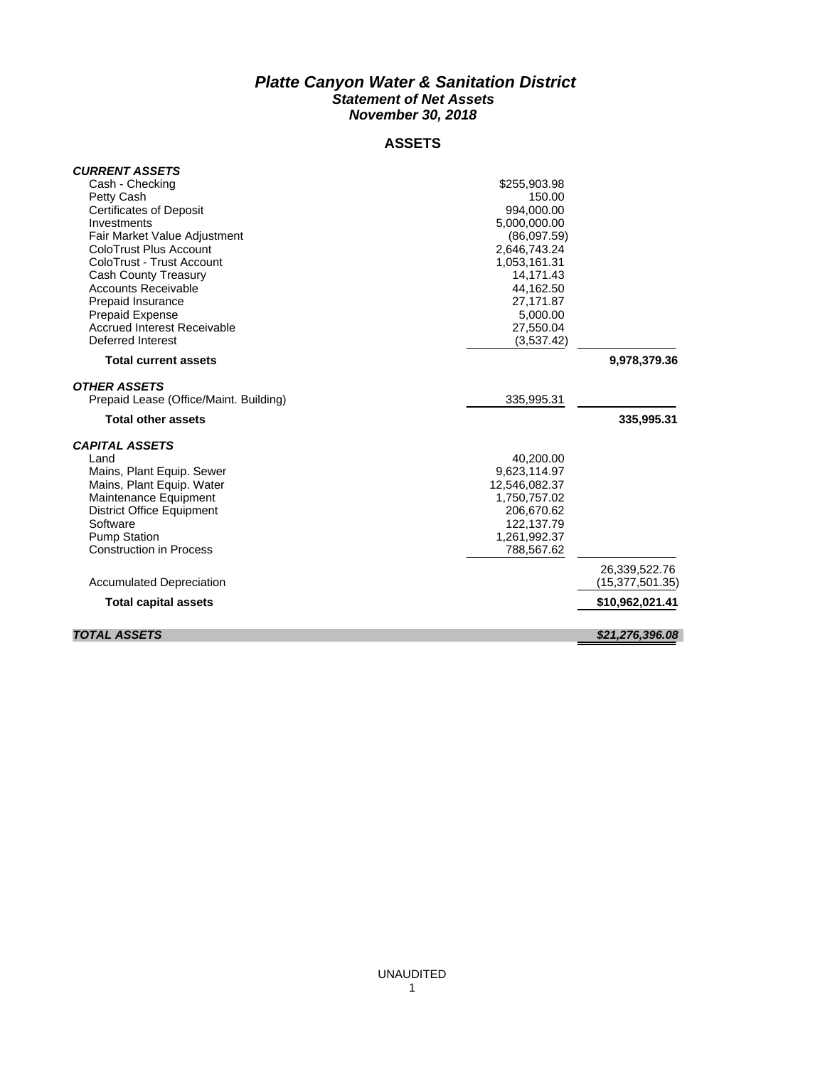# *Platte Canyon Water & Sanitation District*
## *Statement of Net Assets*
## *November 30, 2018*

## ASSETS

| | | |
|---|---|---|
| ***CURRENT ASSETS*** | | |
| Cash - Checking | $255,903.98 | |
| Petty Cash | 150.00 | |
| Certificates of Deposit | 994,000.00 | |
| Investments | 5,000,000.00 | |
| Fair Market Value Adjustment | (86,097.59) | |
| ColoTrust Plus Account | 2,646,743.24 | |
| ColoTrust - Trust Account | 1,053,161.31 | |
| Cash County Treasury | 14,171.43 | |
| Accounts Receivable | 44,162.50 | |
| Prepaid Insurance | 27,171.87 | |
| Prepaid Expense | 5,000.00 | |
| Accrued Interest Receivable | 27,550.04 | |
| Deferred Interest | (3,537.42) | |
| **Total current assets** | | **9,978,379.36** |
| ***OTHER ASSETS*** | | |
| Prepaid Lease (Office/Maint. Building) | 335,995.31 | |
| **Total other assets** | | **335,995.31** |
| ***CAPITAL ASSETS*** | | |
| Land | 40,200.00 | |
| Mains, Plant Equip. Sewer | 9,623,114.97 | |
| Mains, Plant Equip. Water | 12,546,082.37 | |
| Maintenance Equipment | 1,750,757.02 | |
| District Office Equipment | 206,670.62 | |
| Software | 122,137.79 | |
| Pump Station | 1,261,992.37 | |
| Construction in Process | 788,567.62 | |
| | | 26,339,522.76 |
| Accumulated Depreciation | | (15,377,501.35) |
| **Total capital assets** | | **$10,962,021.41** |
| ***TOTAL ASSETS*** | | ***$21,276,396.08*** |

UNAUDITED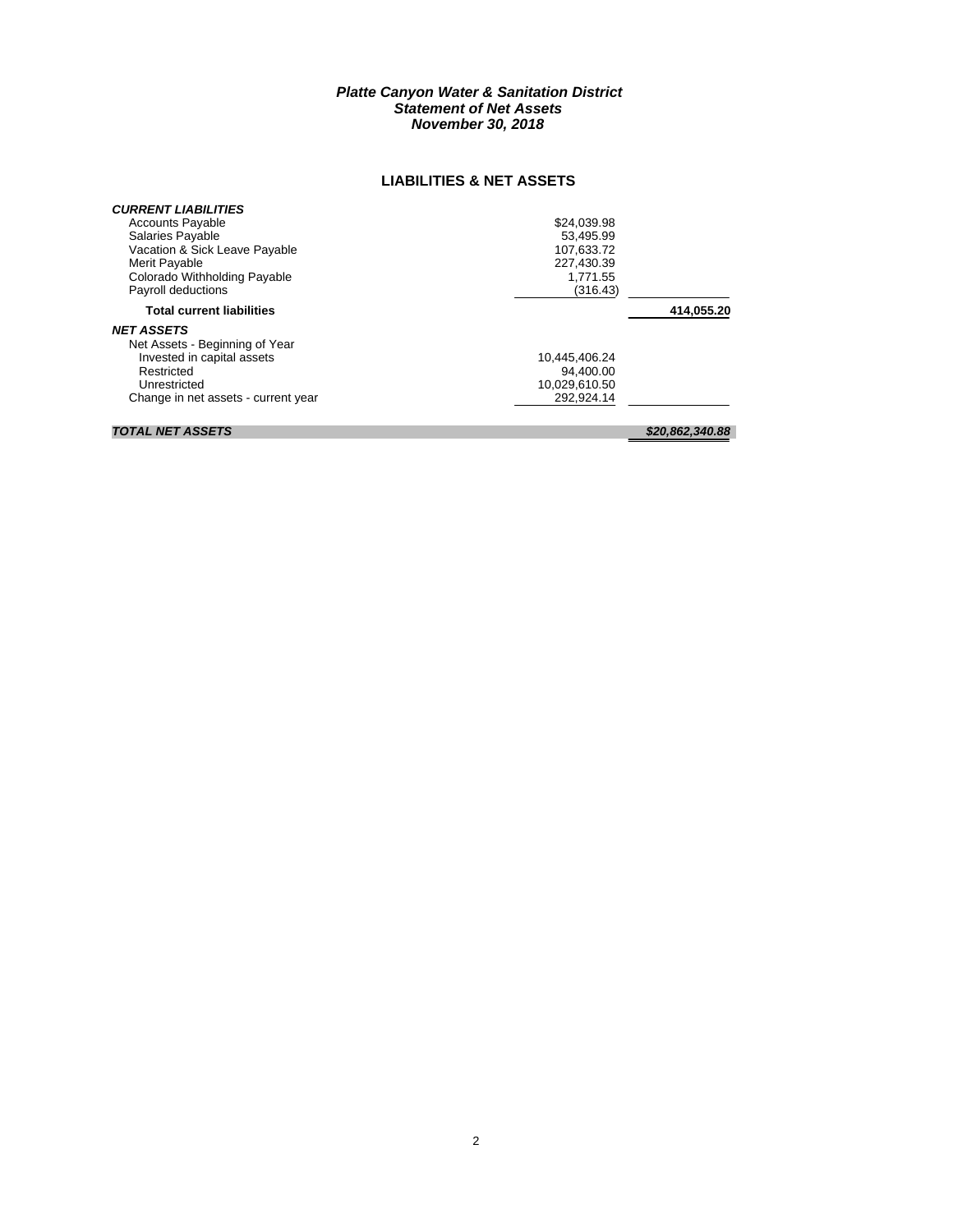# *Platte Canyon Water & Sanitation District*
## *Statement of Net Assets*
## *November 30, 2018*

### LIABILITIES & NET ASSETS

| | | |
|---|---|---|
| ***CURRENT LIABILITIES*** | | |
| Accounts Payable | $24,039.98 | |
| Salaries Payable | 53,495.99 | |
| Vacation & Sick Leave Payable | 107,633.72 | |
| Merit Payable | 227,430.39 | |
| Colorado Withholding Payable | 1,771.55 | |
| Payroll deductions | (316.43) | |
| **Total current liabilities** | | **414,055.20** |
| ***NET ASSETS*** | | |
| Net Assets - Beginning of Year | | |
| Invested in capital assets | 10,445,406.24 | |
| Restricted | 94,400.00 | |
| Unrestricted | 10,029,610.50 | |
| Change in net assets - current year | 292,924.14 | |
| ***TOTAL NET ASSETS*** | | ***$20,862,340.88*** |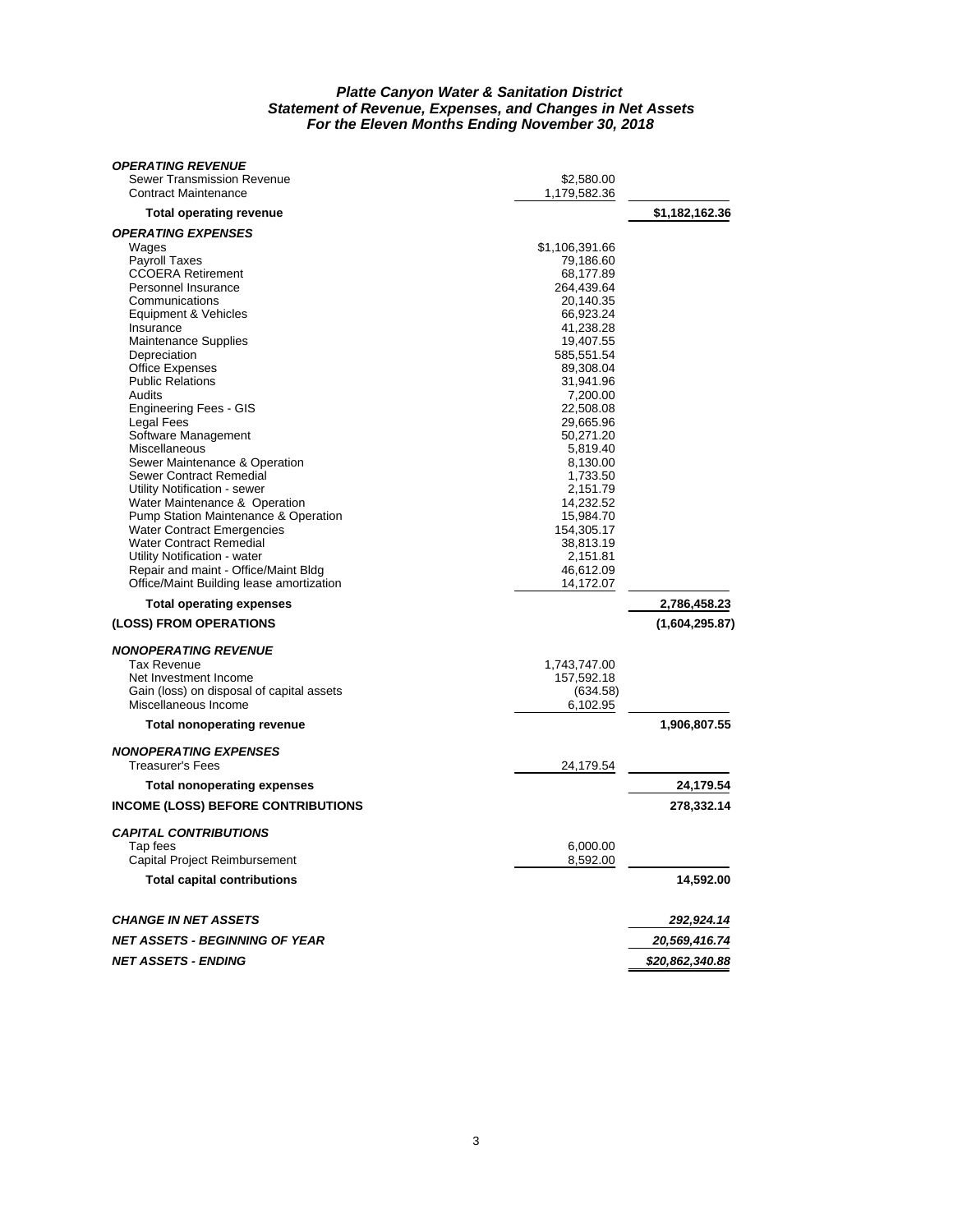***Platte Canyon Water & Sanitation District***
***Statement of Revenue, Expenses, and Changes in Net Assets***
***For the Eleven Months Ending November 30, 2018***

| | | |
|---|---|---|
| ***OPERATING REVENUE*** | | |
| Sewer Transmission Revenue | $2,580.00 | |
| Contract Maintenance | 1,179,582.36 | |
| **Total operating revenue** | | **$1,182,162.36** |
| ***OPERATING EXPENSES*** | | |
| Wages | $1,106,391.66 | |
| Payroll Taxes | 79,186.60 | |
| CCOERA Retirement | 68,177.89 | |
| Personnel Insurance | 264,439.64 | |
| Communications | 20,140.35 | |
| Equipment & Vehicles | 66,923.24 | |
| Insurance | 41,238.28 | |
| Maintenance Supplies | 19,407.55 | |
| Depreciation | 585,551.54 | |
| Office Expenses | 89,308.04 | |
| Public Relations | 31,941.96 | |
| Audits | 7,200.00 | |
| Engineering Fees - GIS | 22,508.08 | |
| Legal Fees | 29,665.96 | |
| Software Management | 50,271.20 | |
| Miscellaneous | 5,819.40 | |
| Sewer Maintenance & Operation | 8,130.00 | |
| Sewer Contract Remedial | 1,733.50 | |
| Utility Notification - sewer | 2,151.79 | |
| Water Maintenance & Operation | 14,232.52 | |
| Pump Station Maintenance & Operation | 15,984.70 | |
| Water Contract Emergencies | 154,305.17 | |
| Water Contract Remedial | 38,813.19 | |
| Utility Notification - water | 2,151.81 | |
| Repair and maint - Office/Maint Bldg | 46,612.09 | |
| Office/Maint Building lease amortization | 14,172.07 | |
| **Total operating expenses** | | **2,786,458.23** |
| **(LOSS) FROM OPERATIONS** | | **(1,604,295.87)** |
| ***NONOPERATING REVENUE*** | | |
| Tax Revenue | 1,743,747.00 | |
| Net Investment Income | 157,592.18 | |
| Gain (loss) on disposal of capital assets | (634.58) | |
| Miscellaneous Income | 6,102.95 | |
| **Total nonoperating revenue** | | **1,906,807.55** |
| ***NONOPERATING EXPENSES*** | | |
| Treasurer's Fees | 24,179.54 | |
| **Total nonoperating expenses** | | **24,179.54** |
| **INCOME (LOSS) BEFORE CONTRIBUTIONS** | | **278,332.14** |
| ***CAPITAL CONTRIBUTIONS*** | | |
| Tap fees | 6,000.00 | |
| Capital Project Reimbursement | 8,592.00 | |
| **Total capital contributions** | | **14,592.00** |
| ***CHANGE IN NET ASSETS*** | | ***292,924.14*** |
| ***NET ASSETS - BEGINNING OF YEAR*** | | ***20,569,416.74*** |
| ***NET ASSETS - ENDING*** | | ***$20,862,340.88*** |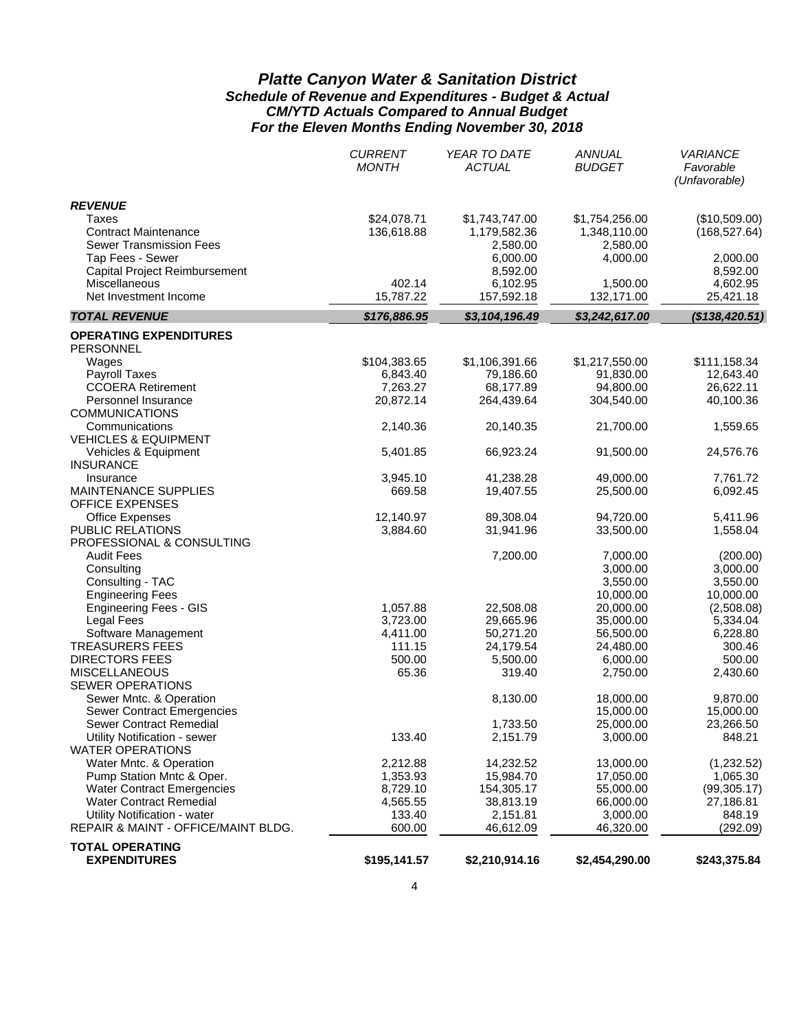# Platte Canyon Water & Sanitation District

## Schedule of Revenue and Expenditures - Budget & Actual

### CM/YTD Actuals Compared to Annual Budget

### For the Eleven Months Ending November 30, 2018

| | *CURRENT MONTH* | *YEAR TO DATE ACTUAL* | *ANNUAL BUDGET* | *VARIANCE Favorable (Unfavorable)* |
|---|---|---|---|---|
| ***REVENUE*** | | | | |
| Taxes | $24,078.71 | $1,743,747.00 | $1,754,256.00 | ($10,509.00) |
| Contract Maintenance | 136,618.88 | 1,179,582.36 | 1,348,110.00 | (168,527.64) |
| Sewer Transmission Fees | | 2,580.00 | 2,580.00 | |
| Tap Fees - Sewer | | 6,000.00 | 4,000.00 | 2,000.00 |
| Capital Project Reimbursement | | 8,592.00 | | 8,592.00 |
| Miscellaneous | 402.14 | 6,102.95 | 1,500.00 | 4,602.95 |
| Net Investment Income | 15,787.22 | 157,592.18 | 132,171.00 | 25,421.18 |
| ***TOTAL REVENUE*** | ***$176,886.95*** | ***$3,104,196.49*** | ***$3,242,617.00*** | ***($138,420.51)*** |
| **OPERATING EXPENDITURES** | | | | |
| PERSONNEL | | | | |
| Wages | $104,383.65 | $1,106,391.66 | $1,217,550.00 | $111,158.34 |
| Payroll Taxes | 6,843.40 | 79,186.60 | 91,830.00 | 12,643.40 |
| CCOERA Retirement | 7,263.27 | 68,177.89 | 94,800.00 | 26,622.11 |
| Personnel Insurance | 20,872.14 | 264,439.64 | 304,540.00 | 40,100.36 |
| COMMUNICATIONS | | | | |
| Communications | 2,140.36 | 20,140.35 | 21,700.00 | 1,559.65 |
| VEHICLES & EQUIPMENT | | | | |
| Vehicles & Equipment | 5,401.85 | 66,923.24 | 91,500.00 | 24,576.76 |
| INSURANCE | | | | |
| Insurance | 3,945.10 | 41,238.28 | 49,000.00 | 7,761.72 |
| MAINTENANCE SUPPLIES | 669.58 | 19,407.55 | 25,500.00 | 6,092.45 |
| OFFICE EXPENSES | | | | |
| Office Expenses | 12,140.97 | 89,308.04 | 94,720.00 | 5,411.96 |
| PUBLIC RELATIONS | 3,884.60 | 31,941.96 | 33,500.00 | 1,558.04 |
| PROFESSIONAL & CONSULTING | | | | |
| Audit Fees | | 7,200.00 | 7,000.00 | (200.00) |
| Consulting | | | 3,000.00 | 3,000.00 |
| Consulting - TAC | | | 3,550.00 | 3,550.00 |
| Engineering Fees | | | 10,000.00 | 10,000.00 |
| Engineering Fees - GIS | 1,057.88 | 22,508.08 | 20,000.00 | (2,508.08) |
| Legal Fees | 3,723.00 | 29,665.96 | 35,000.00 | 5,334.04 |
| Software Management | 4,411.00 | 50,271.20 | 56,500.00 | 6,228.80 |
| TREASURERS FEES | 111.15 | 24,179.54 | 24,480.00 | 300.46 |
| DIRECTORS FEES | 500.00 | 5,500.00 | 6,000.00 | 500.00 |
| MISCELLANEOUS | 65.36 | 319.40 | 2,750.00 | 2,430.60 |
| SEWER OPERATIONS | | | | |
| Sewer Mntc. & Operation | | 8,130.00 | 18,000.00 | 9,870.00 |
| Sewer Contract Emergencies | | | 15,000.00 | 15,000.00 |
| Sewer Contract Remedial | | 1,733.50 | 25,000.00 | 23,266.50 |
| Utility Notification - sewer | 133.40 | 2,151.79 | 3,000.00 | 848.21 |
| WATER OPERATIONS | | | | |
| Water Mntc. & Operation | 2,212.88 | 14,232.52 | 13,000.00 | (1,232.52) |
| Pump Station Mntc & Oper. | 1,353.93 | 15,984.70 | 17,050.00 | 1,065.30 |
| Water Contract Emergencies | 8,729.10 | 154,305.17 | 55,000.00 | (99,305.17) |
| Water Contract Remedial | 4,565.55 | 38,813.19 | 66,000.00 | 27,186.81 |
| Utility Notification - water | 133.40 | 2,151.81 | 3,000.00 | 848.19 |
| REPAIR & MAINT - OFFICE/MAINT BLDG. | 600.00 | 46,612.09 | 46,320.00 | (292.09) |
| **TOTAL OPERATING EXPENDITURES** | **$195,141.57** | **$2,210,914.16** | **$2,454,290.00** | **$243,375.84** |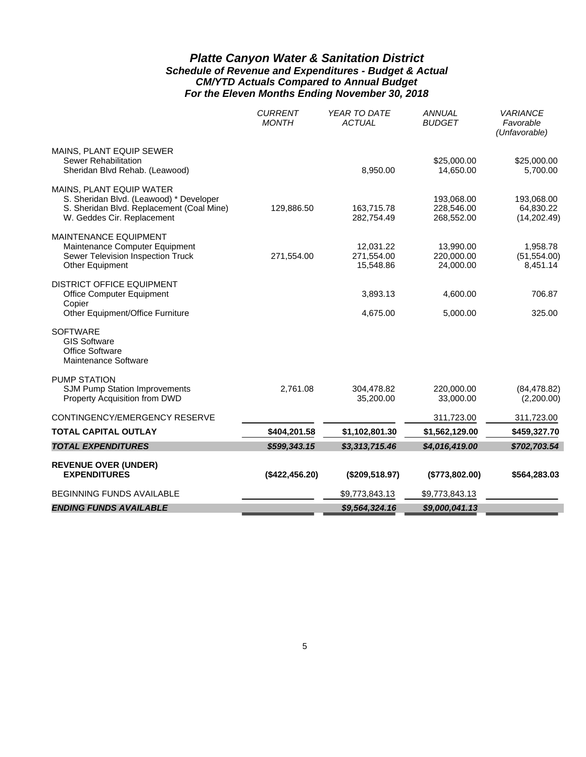# *Platte Canyon Water & Sanitation District*
## *Schedule of Revenue and Expenditures - Budget & Actual*
### *CM/YTD Actuals Compared to Annual Budget*
### *For the Eleven Months Ending November 30, 2018*

| | *CURRENT MONTH* | *YEAR TO DATE ACTUAL* | *ANNUAL BUDGET* | *VARIANCE Favorable (Unfavorable)* |
|---|---|---|---|---|
| MAINS, PLANT EQUIP SEWER | | | | |
| Sewer Rehabilitation | | | $25,000.00 | $25,000.00 |
| Sheridan Blvd Rehab. (Leawood) | | 8,950.00 | 14,650.00 | 5,700.00 |
| MAINS, PLANT EQUIP WATER | | | | |
| S. Sheridan Blvd. (Leawood) * Developer | | | 193,068.00 | 193,068.00 |
| S. Sheridan Blvd. Replacement (Coal Mine) | 129,886.50 | 163,715.78 | 228,546.00 | 64,830.22 |
| W. Geddes Cir. Replacement | | 282,754.49 | 268,552.00 | (14,202.49) |
| MAINTENANCE EQUIPMENT | | | | |
| Maintenance Computer Equipment | | 12,031.22 | 13,990.00 | 1,958.78 |
| Sewer Television Inspection Truck | 271,554.00 | 271,554.00 | 220,000.00 | (51,554.00) |
| Other Equipment | | 15,548.86 | 24,000.00 | 8,451.14 |
| DISTRICT OFFICE EQUIPMENT | | | | |
| Office Computer Equipment | | 3,893.13 | 4,600.00 | 706.87 |
| Copier | | | | |
| Other Equipment/Office Furniture | | 4,675.00 | 5,000.00 | 325.00 |
| SOFTWARE | | | | |
| GIS Software | | | | |
| Office Software | | | | |
| Maintenance Software | | | | |
| PUMP STATION | | | | |
| SJM Pump Station Improvements | 2,761.08 | 304,478.82 | 220,000.00 | (84,478.82) |
| Property Acquisition from DWD | | 35,200.00 | 33,000.00 | (2,200.00) |
| CONTINGENCY/EMERGENCY RESERVE | | | 311,723.00 | 311,723.00 |
| **TOTAL CAPITAL OUTLAY** | **$404,201.58** | **$1,102,801.30** | **$1,562,129.00** | **$459,327.70** |
| ***TOTAL EXPENDITURES*** | ***$599,343.15*** | ***$3,313,715.46*** | ***$4,016,419.00*** | ***$702,703.54*** |
| **REVENUE OVER (UNDER) EXPENDITURES** | **($422,456.20)** | **($209,518.97)** | **($773,802.00)** | **$564,283.03** |
| BEGINNING FUNDS AVAILABLE | | $9,773,843.13 | $9,773,843.13 | |
| ***ENDING FUNDS AVAILABLE*** | | ***$9,564,324.16*** | ***$9,000,041.13*** | |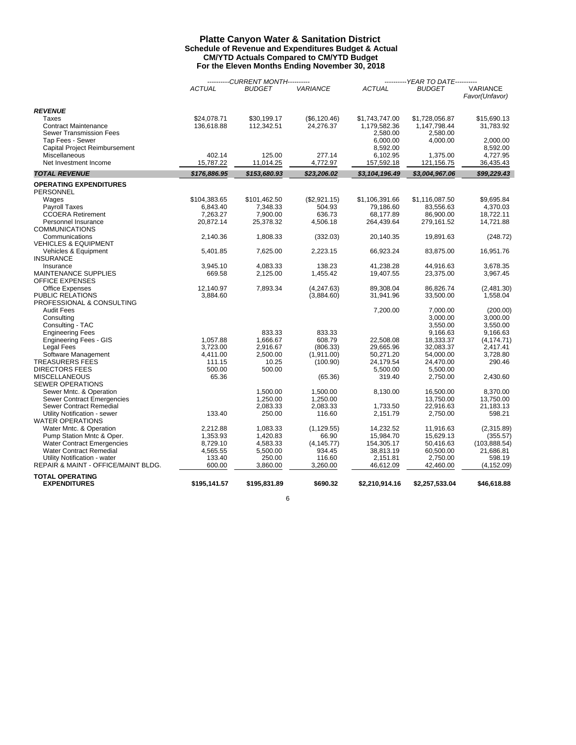# Platte Canyon Water & Sanitation District

## Schedule of Revenue and Expenditures Budget & Actual
### CM/YTD Actuals Compared to CM/YTD Budget
### For the Eleven Months Ending November 30, 2018

| | CURRENT MONTH | | | YEAR TO DATE | | |
|---|---|---|---|---|---|---|
| | *ACTUAL* | *BUDGET* | *VARIANCE* | *ACTUAL* | *BUDGET* | VARIANCE Favor(Unfavor) |
| ***REVENUE*** | | | | | | |
| Taxes | \$24,078.71 | \$30,199.17 | (\$6,120.46) | \$1,743,747.00 | \$1,728,056.87 | \$15,690.13 |
| Contract Maintenance | 136,618.88 | 112,342.51 | 24,276.37 | 1,179,582.36 | 1,147,798.44 | 31,783.92 |
| Sewer Transmission Fees | | | | 2,580.00 | 2,580.00 | |
| Tap Fees - Sewer | | | | 6,000.00 | 4,000.00 | 2,000.00 |
| Capital Project Reimbursement | | | | 8,592.00 | | 8,592.00 |
| Miscellaneous | 402.14 | 125.00 | 277.14 | 6,102.95 | 1,375.00 | 4,727.95 |
| Net Investment Income | 15,787.22 | 11,014.25 | 4,772.97 | 157,592.18 | 121,156.75 | 36,435.43 |
| ***TOTAL REVENUE*** | ***\$176,886.95*** | ***\$153,680.93*** | ***\$23,206.02*** | ***\$3,104,196.49*** | ***\$3,004,967.06*** | ***\$99,229.43*** |
| **OPERATING EXPENDITURES** | | | | | | |
| PERSONNEL | | | | | | |
| Wages | \$104,383.65 | \$101,462.50 | (\$2,921.15) | \$1,106,391.66 | \$1,116,087.50 | \$9,695.84 |
| Payroll Taxes | 6,843.40 | 7,348.33 | 504.93 | 79,186.60 | 83,556.63 | 4,370.03 |
| CCOERA Retirement | 7,263.27 | 7,900.00 | 636.73 | 68,177.89 | 86,900.00 | 18,722.11 |
| Personnel Insurance | 20,872.14 | 25,378.32 | 4,506.18 | 264,439.64 | 279,161.52 | 14,721.88 |
| COMMUNICATIONS | | | | | | |
| Communications | 2,140.36 | 1,808.33 | (332.03) | 20,140.35 | 19,891.63 | (248.72) |
| VEHICLES & EQUIPMENT | | | | | | |
| Vehicles & Equipment | 5,401.85 | 7,625.00 | 2,223.15 | 66,923.24 | 83,875.00 | 16,951.76 |
| INSURANCE | | | | | | |
| Insurance | 3,945.10 | 4,083.33 | 138.23 | 41,238.28 | 44,916.63 | 3,678.35 |
| MAINTENANCE SUPPLIES | 669.58 | 2,125.00 | 1,455.42 | 19,407.55 | 23,375.00 | 3,967.45 |
| OFFICE EXPENSES | | | | | | |
| Office Expenses | 12,140.97 | 7,893.34 | (4,247.63) | 89,308.04 | 86,826.74 | (2,481.30) |
| PUBLIC RELATIONS | 3,884.60 | | (3,884.60) | 31,941.96 | 33,500.00 | 1,558.04 |
| PROFESSIONAL & CONSULTING | | | | | | |
| Audit Fees | | | | 7,200.00 | 7,000.00 | (200.00) |
| Consulting | | | | | 3,000.00 | 3,000.00 |
| Consulting - TAC | | | | | 3,550.00 | 3,550.00 |
| Engineering Fees | | 833.33 | 833.33 | | 9,166.63 | 9,166.63 |
| Engineering Fees - GIS | 1,057.88 | 1,666.67 | 608.79 | 22,508.08 | 18,333.37 | (4,174.71) |
| Legal Fees | 3,723.00 | 2,916.67 | (806.33) | 29,665.96 | 32,083.37 | 2,417.41 |
| Software Management | 4,411.00 | 2,500.00 | (1,911.00) | 50,271.20 | 54,000.00 | 3,728.80 |
| TREASURERS FEES | 111.15 | 10.25 | (100.90) | 24,179.54 | 24,470.00 | 290.46 |
| DIRECTORS FEES | 500.00 | 500.00 | | 5,500.00 | 5,500.00 | |
| MISCELLANEOUS | 65.36 | | (65.36) | 319.40 | 2,750.00 | 2,430.60 |
| SEWER OPERATIONS | | | | | | |
| Sewer Mntc. & Operation | | 1,500.00 | 1,500.00 | 8,130.00 | 16,500.00 | 8,370.00 |
| Sewer Contract Emergencies | | 1,250.00 | 1,250.00 | | 13,750.00 | 13,750.00 |
| Sewer Contract Remedial | | 2,083.33 | 2,083.33 | 1,733.50 | 22,916.63 | 21,183.13 |
| Utility Notification - sewer | 133.40 | 250.00 | 116.60 | 2,151.79 | 2,750.00 | 598.21 |
| WATER OPERATIONS | | | | | | |
| Water Mntc. & Operation | 2,212.88 | 1,083.33 | (1,129.55) | 14,232.52 | 11,916.63 | (2,315.89) |
| Pump Station Mntc & Oper. | 1,353.93 | 1,420.83 | 66.90 | 15,984.70 | 15,629.13 | (355.57) |
| Water Contract Emergencies | 8,729.10 | 4,583.33 | (4,145.77) | 154,305.17 | 50,416.63 | (103,888.54) |
| Water Contract Remedial | 4,565.55 | 5,500.00 | 934.45 | 38,813.19 | 60,500.00 | 21,686.81 |
| Utility Notification - water | 133.40 | 250.00 | 116.60 | 2,151.81 | 2,750.00 | 598.19 |
| REPAIR & MAINT - OFFICE/MAINT BLDG. | 600.00 | 3,860.00 | 3,260.00 | 46,612.09 | 42,460.00 | (4,152.09) |
| **TOTAL OPERATING EXPENDITURES** | **\$195,141.57** | **\$195,831.89** | **\$690.32** | **\$2,210,914.16** | **\$2,257,533.04** | **\$46,618.88** |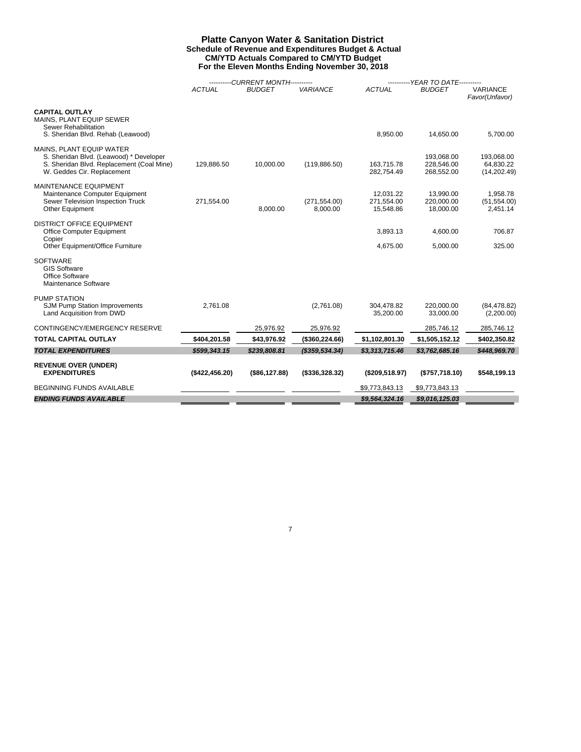# Platte Canyon Water & Sanitation District

## Schedule of Revenue and Expenditures Budget & Actual

### CM/YTD Actuals Compared to CM/YTD Budget

### For the Eleven Months Ending November 30, 2018

| | ----------CURRENT MONTH---------- | | | ----------YEAR TO DATE---------- | | |
|---|---|---|---|---|---|---|
| | *ACTUAL* | *BUDGET* | *VARIANCE* | *ACTUAL* | *BUDGET* | VARIANCE *Favor(Unfavor)* |
| **CAPITAL OUTLAY** | | | | | | |
| MAINS, PLANT EQUIP SEWER | | | | | | |
| Sewer Rehabilitation | | | | | | |
| S. Sheridan Blvd. Rehab (Leawood) | | | | 8,950.00 | 14,650.00 | 5,700.00 |
| MAINS, PLANT EQUIP WATER | | | | | | |
| S. Sheridan Blvd. (Leawood) * Developer | | | | | 193,068.00 | 193,068.00 |
| S. Sheridan Blvd. Replacement (Coal Mine) | 129,886.50 | 10,000.00 | (119,886.50) | 163,715.78 | 228,546.00 | 64,830.22 |
| W. Geddes Cir. Replacement | | | | 282,754.49 | 268,552.00 | (14,202.49) |
| MAINTENANCE EQUIPMENT | | | | | | |
| Maintenance Computer Equipment | | | | 12,031.22 | 13,990.00 | 1,958.78 |
| Sewer Television Inspection Truck | 271,554.00 | | (271,554.00) | 271,554.00 | 220,000.00 | (51,554.00) |
| Other Equipment | | 8,000.00 | 8,000.00 | 15,548.86 | 18,000.00 | 2,451.14 |
| DISTRICT OFFICE EQUIPMENT | | | | | | |
| Office Computer Equipment | | | | 3,893.13 | 4,600.00 | 706.87 |
| Copier | | | | | | |
| Other Equipment/Office Furniture | | | | 4,675.00 | 5,000.00 | 325.00 |
| SOFTWARE | | | | | | |
| GIS Software | | | | | | |
| Office Software | | | | | | |
| Maintenance Software | | | | | | |
| PUMP STATION | | | | | | |
| SJM Pump Station Improvements | 2,761.08 | | (2,761.08) | 304,478.82 | 220,000.00 | (84,478.82) |
| Land Acquisition from DWD | | | | 35,200.00 | 33,000.00 | (2,200.00) |
| CONTINGENCY/EMERGENCY RESERVE | | 25,976.92 | 25,976.92 | | 285,746.12 | 285,746.12 |
| **TOTAL CAPITAL OUTLAY** | **$404,201.58** | **$43,976.92** | **($360,224.66)** | **$1,102,801.30** | **$1,505,152.12** | **$402,350.82** |
| ***TOTAL EXPENDITURES*** | ***$599,343.15*** | ***$239,808.81*** | ***($359,534.34)*** | ***$3,313,715.46*** | ***$3,762,685.16*** | ***$448,969.70*** |
| **REVENUE OVER (UNDER) EXPENDITURES** | **($422,456.20)** | **($86,127.88)** | **($336,328.32)** | **($209,518.97)** | **($757,718.10)** | **$548,199.13** |
| BEGINNING FUNDS AVAILABLE | | | | $9,773,843.13 | $9,773,843.13 | |
| ***ENDING FUNDS AVAILABLE*** | | | | ***$9,564,324.16*** | ***$9,016,125.03*** | |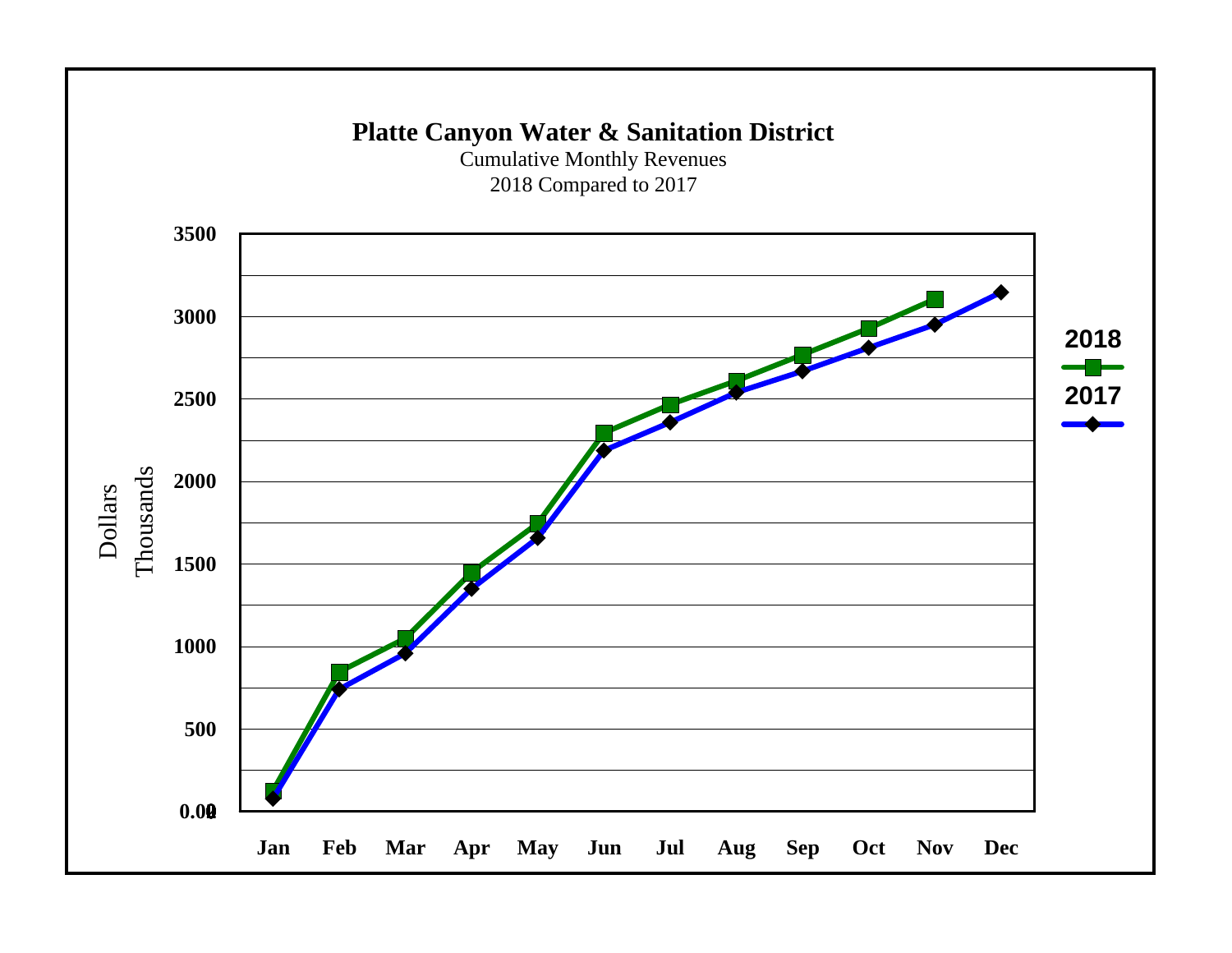**Platte Canyon Water & Sanitation District**

Cumulative Monthly Revenues

2018 Compared to 2017

Dollars Thousands

3500
3000
2500
2000
1500
1000
500
0.00

Jan Feb Mar Apr May Jun Jul Aug Sep Oct Nov Dec

2018

2017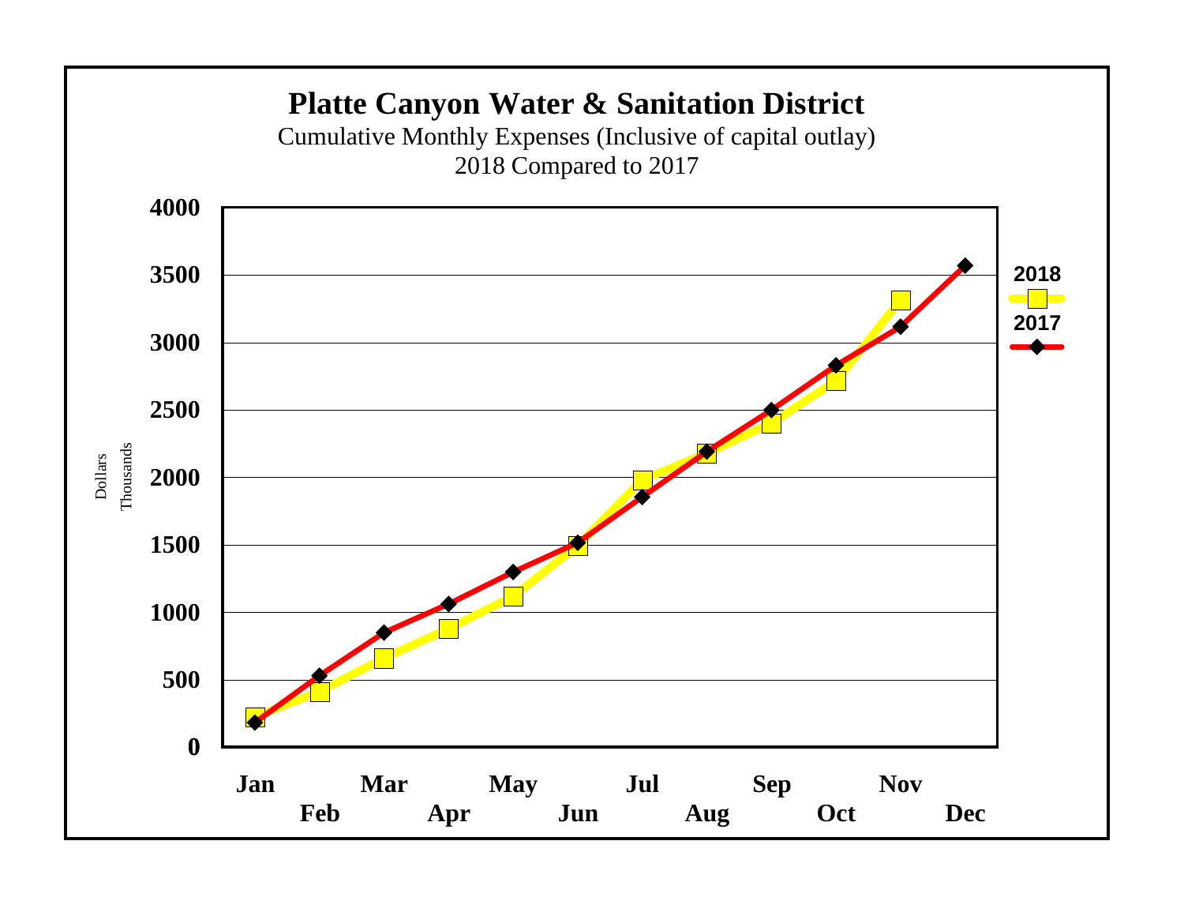# Platte Canyon Water & Sanitation District

Cumulative Monthly Expenses (Inclusive of capital outlay)

2018 Compared to 2017

Dollars
Thousands

4000
3500
3000
2500
2000
1500
1000
500
0

Jan Feb Mar Apr May Jun Jul Aug Sep Oct Nov Dec

2018
2017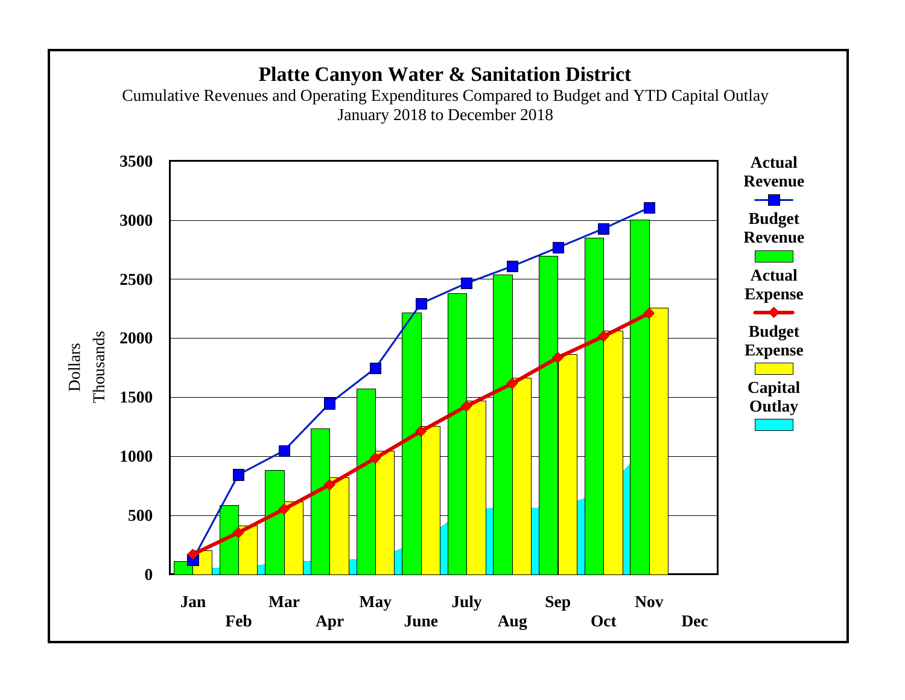# Platte Canyon Water & Sanitation District

Cumulative Revenues and Operating Expenditures Compared to Budget and YTD Capital Outlay

January 2018 to December 2018

Dollars Thousands

3500
3000
2500
2000
1500
1000
500
0

Jan Feb Mar Apr May June July Aug Sep Oct Nov Dec

**Actual Revenue**

**Budget Revenue**

**Actual Expense**

**Budget Expense**

**Capital Outlay**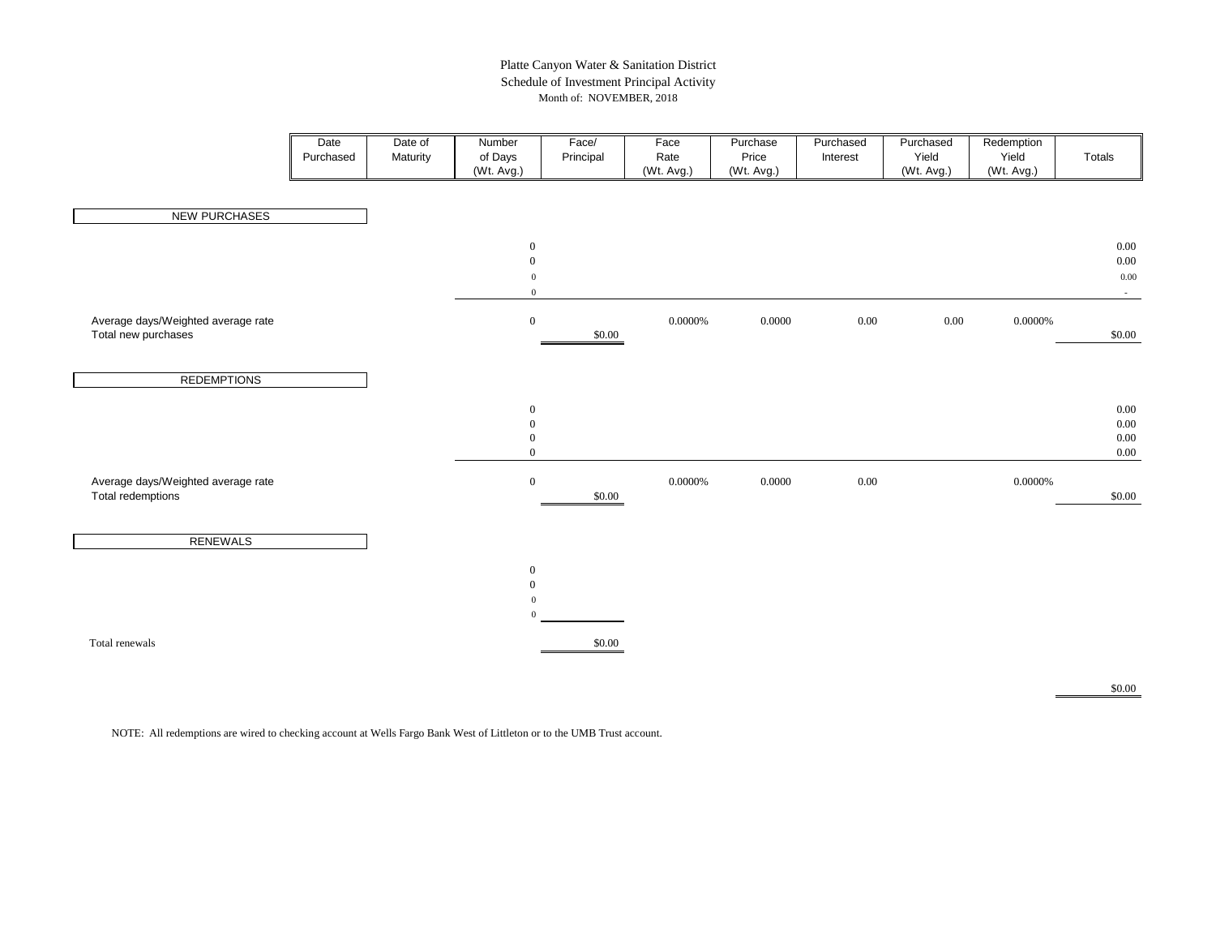# Platte Canyon Water & Sanitation District

## Schedule of Investment Principal Activity

Month of: NOVEMBER, 2018

| | Date Purchased | Date of Maturity | Number of Days (Wt. Avg.) | Face/ Principal | Face Rate (Wt. Avg.) | Purchase Price (Wt. Avg.) | Purchased Interest | Purchased Yield (Wt. Avg.) | Redemption Yield (Wt. Avg.) | Totals |
|---|---|---|---|---|---|---|---|---|---|---|
| **NEW PURCHASES** | | | | | | | | | | |
| | | | 0 | | | | | | | 0.00 |
| | | | 0 | | | | | | | 0.00 |
| | | | 0 | | | | | | | 0.00 |
| | | | 0 | | | | | | | - |
| Average days/Weighted average rate | | | 0 | | 0.0000% | 0.0000 | 0.00 | 0.00 | 0.0000% | |
| Total new purchases | | | | $0.00 | | | | | | $0.00 |
| **REDEMPTIONS** | | | | | | | | | | |
| | | | 0 | | | | | | | 0.00 |
| | | | 0 | | | | | | | 0.00 |
| | | | 0 | | | | | | | 0.00 |
| | | | 0 | | | | | | | 0.00 |
| Average days/Weighted average rate | | | 0 | | 0.0000% | 0.0000 | 0.00 | | 0.0000% | |
| Total redemptions | | | | $0.00 | | | | | | $0.00 |
| **RENEWALS** | | | | | | | | | | |
| | | | 0 | | | | | | | |
| | | | 0 | | | | | | | |
| | | | 0 | | | | | | | |
| | | | 0 | | | | | | | |
| Total renewals | | | | $0.00 | | | | | | |
| | | | | | | | | | | $0.00 |

NOTE: All redemptions are wired to checking account at Wells Fargo Bank West of Littleton or to the UMB Trust account.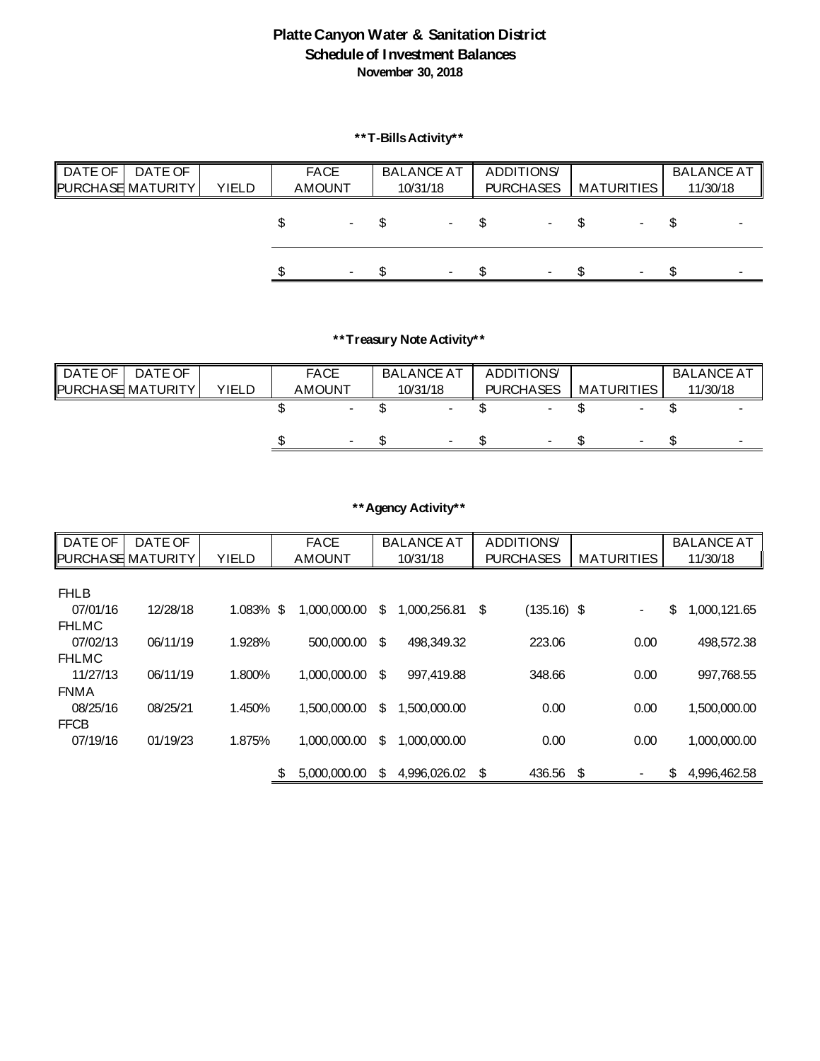# Platte Canyon Water & Sanitation District
## Schedule of Investment Balances
### November 30, 2018

**\*\*T-Bills Activity\*\***

| DATE OF PURCHASE | DATE OF MATURITY | YIELD | FACE AMOUNT | BALANCE AT 10/31/18 | ADDITIONS/ PURCHASES | MATURITIES | BALANCE AT 11/30/18 |
|---|---|---|---|---|---|---|---|
| | | | $ - | $ - | $ - | $ - | $ - |
| | | | $ - | $ - | $ - | $ - | $ - |

**\*\*Treasury Note Activity\*\***

| DATE OF PURCHASE | DATE OF MATURITY | YIELD | FACE AMOUNT | BALANCE AT 10/31/18 | ADDITIONS/ PURCHASES | MATURITIES | BALANCE AT 11/30/18 |
|---|---|---|---|---|---|---|---|
| | | | $ - | $ - | $ - | $ - | $ - |
| | | | $ - | $ - | $ - | $ - | $ - |

**\*\*Agency Activity\*\***

| DATE OF PURCHASE | DATE OF MATURITY | YIELD | FACE AMOUNT | BALANCE AT 10/31/18 | ADDITIONS/ PURCHASES | MATURITIES | BALANCE AT 11/30/18 |
|---|---|---|---|---|---|---|---|
| FHLB | | | | | | | |
| 07/01/16 | 12/28/18 | 1.083% | $ 1,000,000.00 | $ 1,000,256.81 | $ (135.16) | $ - | $ 1,000,121.65 |
| FHLMC | | | | | | | |
| 07/02/13 | 06/11/19 | 1.928% | 500,000.00 | $ 498,349.32 | 223.06 | 0.00 | 498,572.38 |
| FHLMC | | | | | | | |
| 11/27/13 | 06/11/19 | 1.800% | 1,000,000.00 | $ 997,419.88 | 348.66 | 0.00 | 997,768.55 |
| FNMA | | | | | | | |
| 08/25/16 | 08/25/21 | 1.450% | 1,500,000.00 | $ 1,500,000.00 | 0.00 | 0.00 | 1,500,000.00 |
| FFCB | | | | | | | |
| 07/19/16 | 01/19/23 | 1.875% | 1,000,000.00 | $ 1,000,000.00 | 0.00 | 0.00 | 1,000,000.00 |
| | | | $ 5,000,000.00 | $ 4,996,026.02 | $ 436.56 | $ - | $ 4,996,462.58 |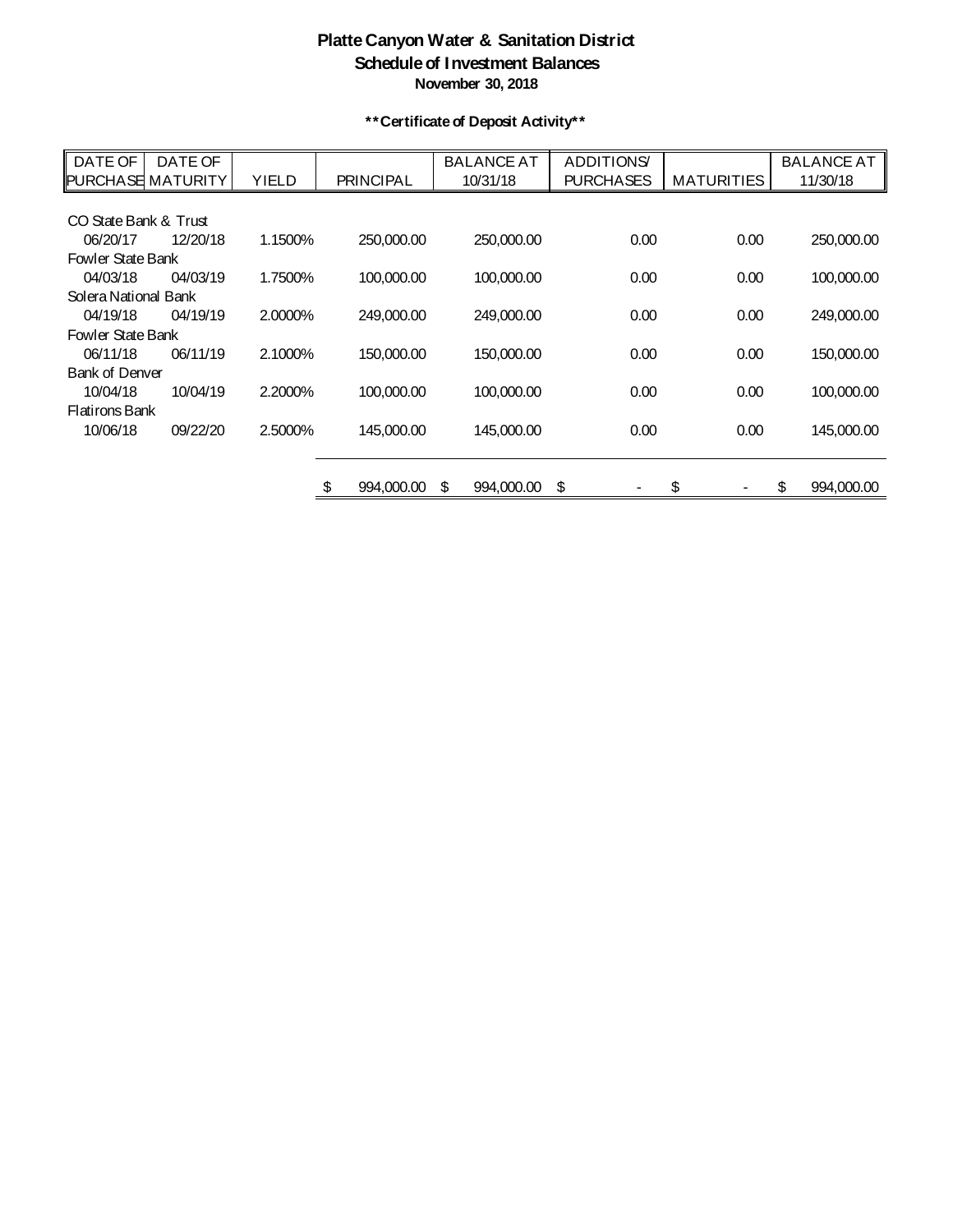# Platte Canyon Water & Sanitation District
## Schedule of Investment Balances
### November 30, 2018

**\*\*Certificate of Deposit Activity\*\***

| DATE OF PURCHASE | DATE OF MATURITY | YIELD | PRINCIPAL | BALANCE AT 10/31/18 | ADDITIONS/ PURCHASES | MATURITIES | BALANCE AT 11/30/18 |
|---|---|---|---|---|---|---|---|
| CO State Bank & Trust | | | | | | | |
| 06/20/17 | 12/20/18 | 1.1500% | 250,000.00 | 250,000.00 | 0.00 | 0.00 | 250,000.00 |
| Fowler State Bank | | | | | | | |
| 04/03/18 | 04/03/19 | 1.7500% | 100,000.00 | 100,000.00 | 0.00 | 0.00 | 100,000.00 |
| Solera National Bank | | | | | | | |
| 04/19/18 | 04/19/19 | 2.0000% | 249,000.00 | 249,000.00 | 0.00 | 0.00 | 249,000.00 |
| Fowler State Bank | | | | | | | |
| 06/11/18 | 06/11/19 | 2.1000% | 150,000.00 | 150,000.00 | 0.00 | 0.00 | 150,000.00 |
| Bank of Denver | | | | | | | |
| 10/04/18 | 10/04/19 | 2.2000% | 100,000.00 | 100,000.00 | 0.00 | 0.00 | 100,000.00 |
| Flatirons Bank | | | | | | | |
| 10/06/18 | 09/22/20 | 2.5000% | 145,000.00 | 145,000.00 | 0.00 | 0.00 | 145,000.00 |
| | | | $ 994,000.00 | $ 994,000.00 | $ - | $ - | $ 994,000.00 |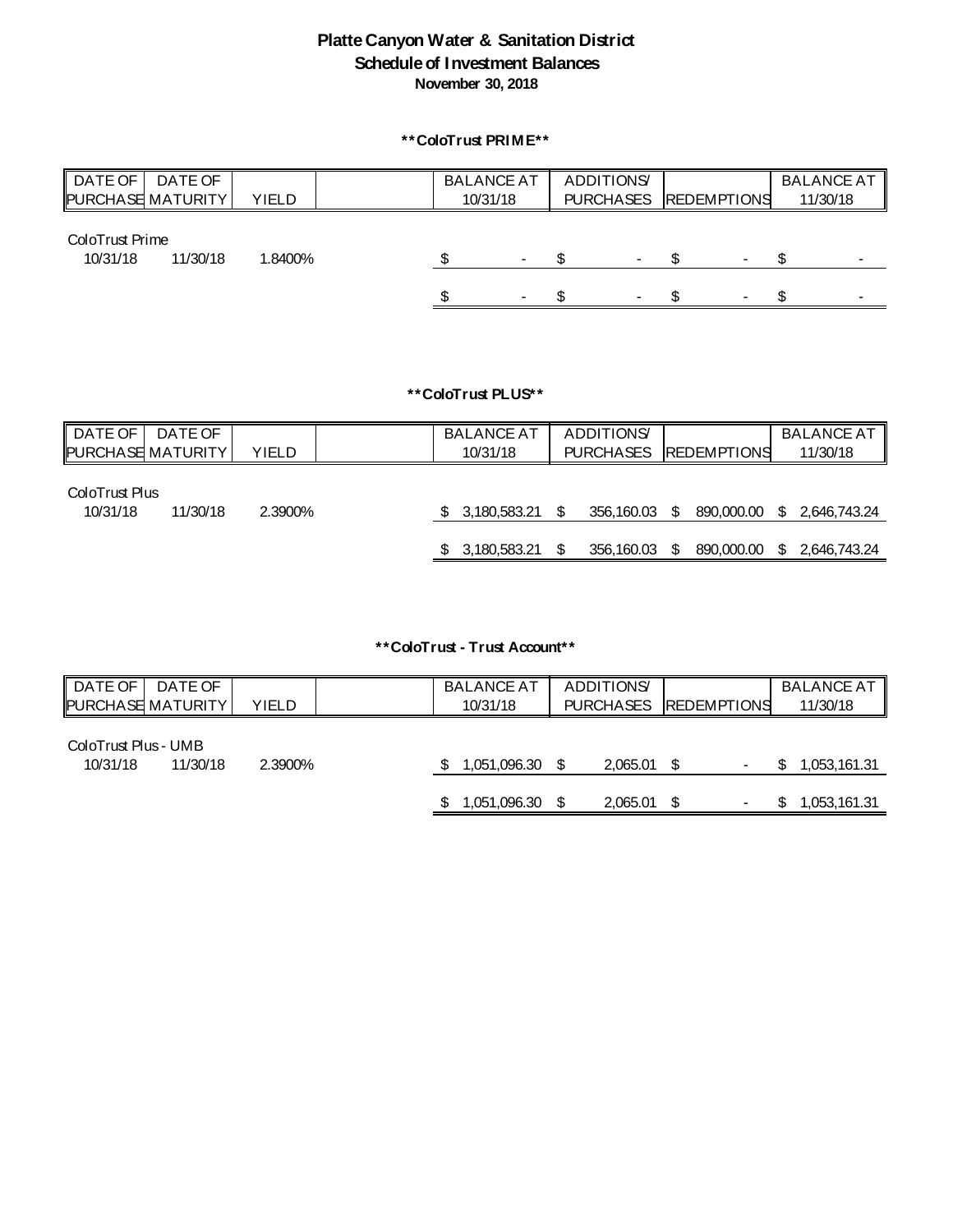# Platte Canyon Water & Sanitation District
## Schedule of Investment Balances
### November 30, 2018

**\*\*ColoTrust PRIME\*\***

| DATE OF PURCHASE | DATE OF MATURITY | YIELD | | BALANCE AT 10/31/18 | ADDITIONS/ PURCHASES | REDEMPTIONS | BALANCE AT 11/30/18 |
|---|---|---|---|---|---|---|---|
| ColoTrust Prime | | | | | | | |
| 10/31/18 | 11/30/18 | 1.8400% | | $ - | $ - | $ - | $ - |
| | | | | $ - | $ - | $ - | $ - |

**\*\*ColoTrust PLUS\*\***

| DATE OF PURCHASE | DATE OF MATURITY | YIELD | | BALANCE AT 10/31/18 | ADDITIONS/ PURCHASES | REDEMPTIONS | BALANCE AT 11/30/18 |
|---|---|---|---|---|---|---|---|
| ColoTrust Plus | | | | | | | |
| 10/31/18 | 11/30/18 | 2.3900% | | $ 3,180,583.21 | $ 356,160.03 | $ 890,000.00 | $ 2,646,743.24 |
| | | | | $ 3,180,583.21 | $ 356,160.03 | $ 890,000.00 | $ 2,646,743.24 |

**\*\*ColoTrust - Trust Account\*\***

| DATE OF PURCHASE | DATE OF MATURITY | YIELD | | BALANCE AT 10/31/18 | ADDITIONS/ PURCHASES | REDEMPTIONS | BALANCE AT 11/30/18 |
|---|---|---|---|---|---|---|---|
| ColoTrust Plus - UMB | | | | | | | |
| 10/31/18 | 11/30/18 | 2.3900% | | $ 1,051,096.30 | $ 2,065.01 | $ - | $ 1,053,161.31 |
| | | | | $ 1,051,096.30 | $ 2,065.01 | $ - | $ 1,053,161.31 |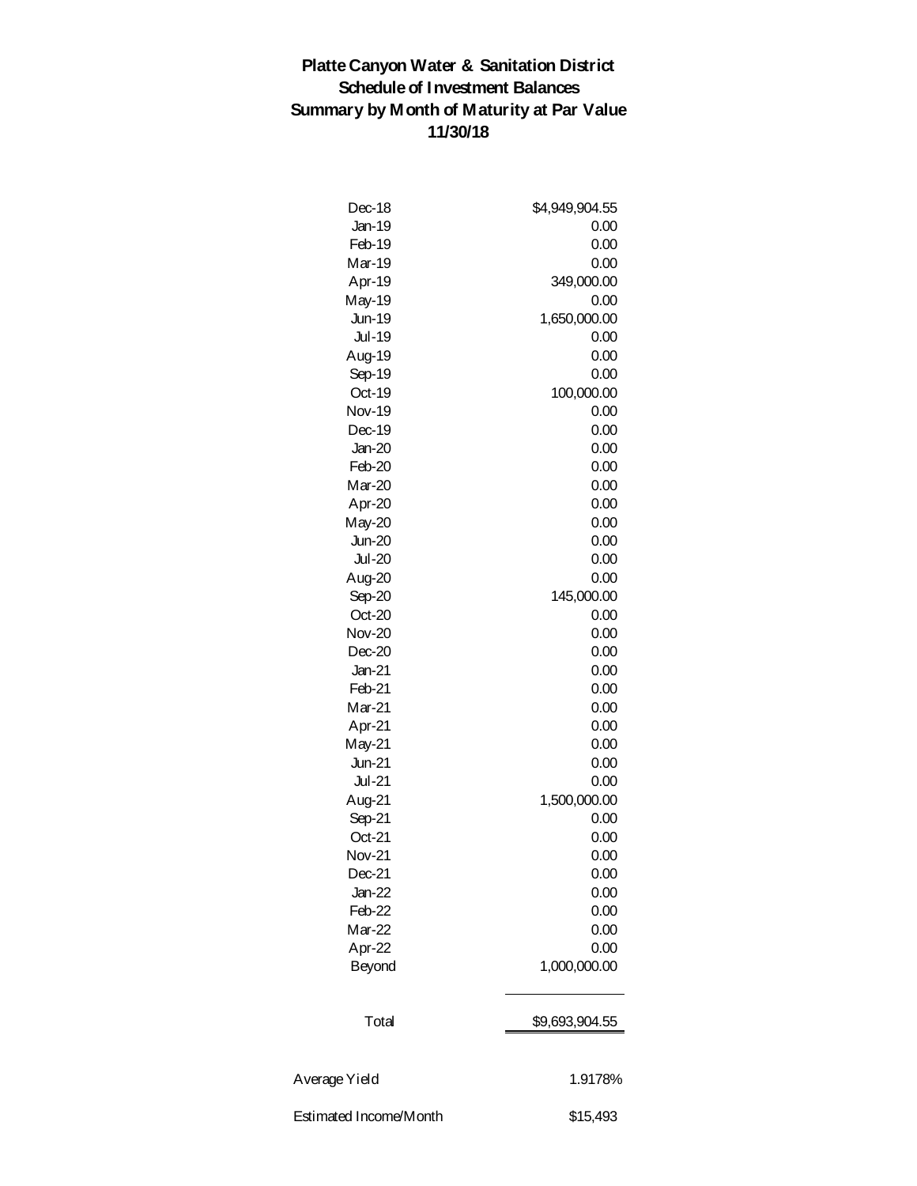**Platte Canyon Water & Sanitation District**
**Schedule of Investment Balances**
**Summary by Month of Maturity at Par Value**
**11/30/18**

| Month | Amount |
|---|---|
| Dec-18 | $4,949,904.55 |
| Jan-19 | 0.00 |
| Feb-19 | 0.00 |
| Mar-19 | 0.00 |
| Apr-19 | 349,000.00 |
| May-19 | 0.00 |
| Jun-19 | 1,650,000.00 |
| Jul-19 | 0.00 |
| Aug-19 | 0.00 |
| Sep-19 | 0.00 |
| Oct-19 | 100,000.00 |
| Nov-19 | 0.00 |
| Dec-19 | 0.00 |
| Jan-20 | 0.00 |
| Feb-20 | 0.00 |
| Mar-20 | 0.00 |
| Apr-20 | 0.00 |
| May-20 | 0.00 |
| Jun-20 | 0.00 |
| Jul-20 | 0.00 |
| Aug-20 | 0.00 |
| Sep-20 | 145,000.00 |
| Oct-20 | 0.00 |
| Nov-20 | 0.00 |
| Dec-20 | 0.00 |
| Jan-21 | 0.00 |
| Feb-21 | 0.00 |
| Mar-21 | 0.00 |
| Apr-21 | 0.00 |
| May-21 | 0.00 |
| Jun-21 | 0.00 |
| Jul-21 | 0.00 |
| Aug-21 | 1,500,000.00 |
| Sep-21 | 0.00 |
| Oct-21 | 0.00 |
| Nov-21 | 0.00 |
| Dec-21 | 0.00 |
| Jan-22 | 0.00 |
| Feb-22 | 0.00 |
| Mar-22 | 0.00 |
| Apr-22 | 0.00 |
| Beyond | 1,000,000.00 |
| Total | $9,693,904.55 |

| | |
|---|---|
| Average Yield | 1.9178% |
| Estimated Income/Month | $15,493 |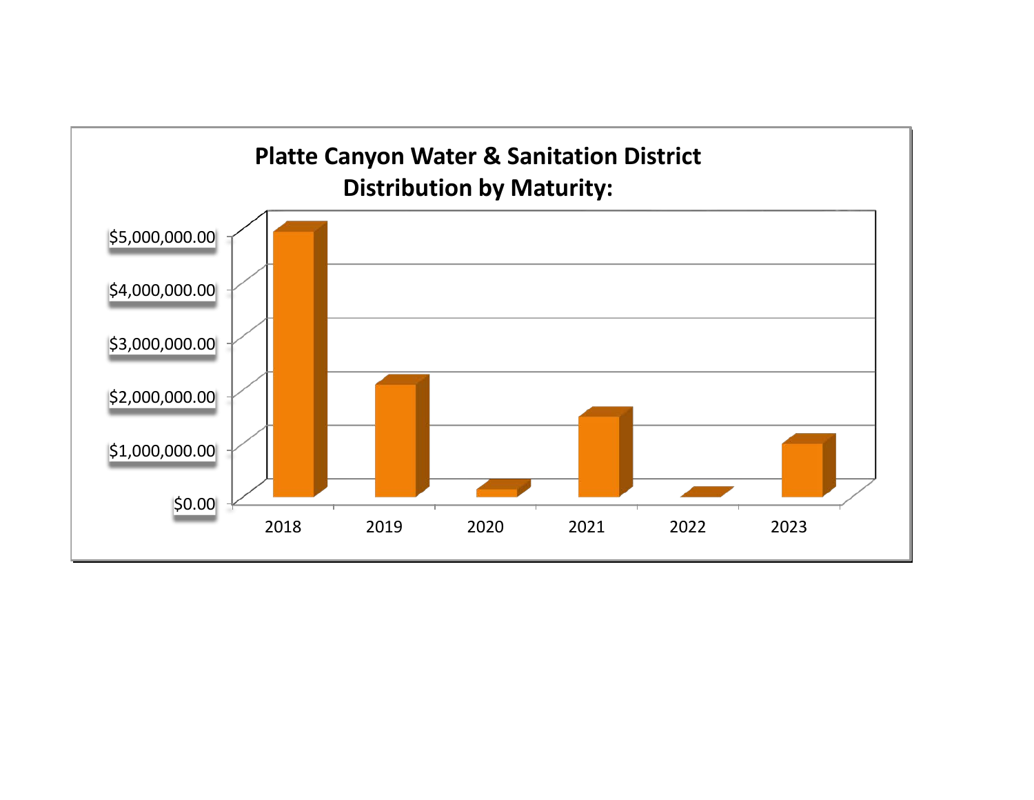**Platte Canyon Water & Sanitation District**
**Distribution by Maturity:**

$5,000,000.00
$4,000,000.00
$3,000,000.00
$2,000,000.00
$1,000,000.00
$0.00

2018 2019 2020 2021 2022 2023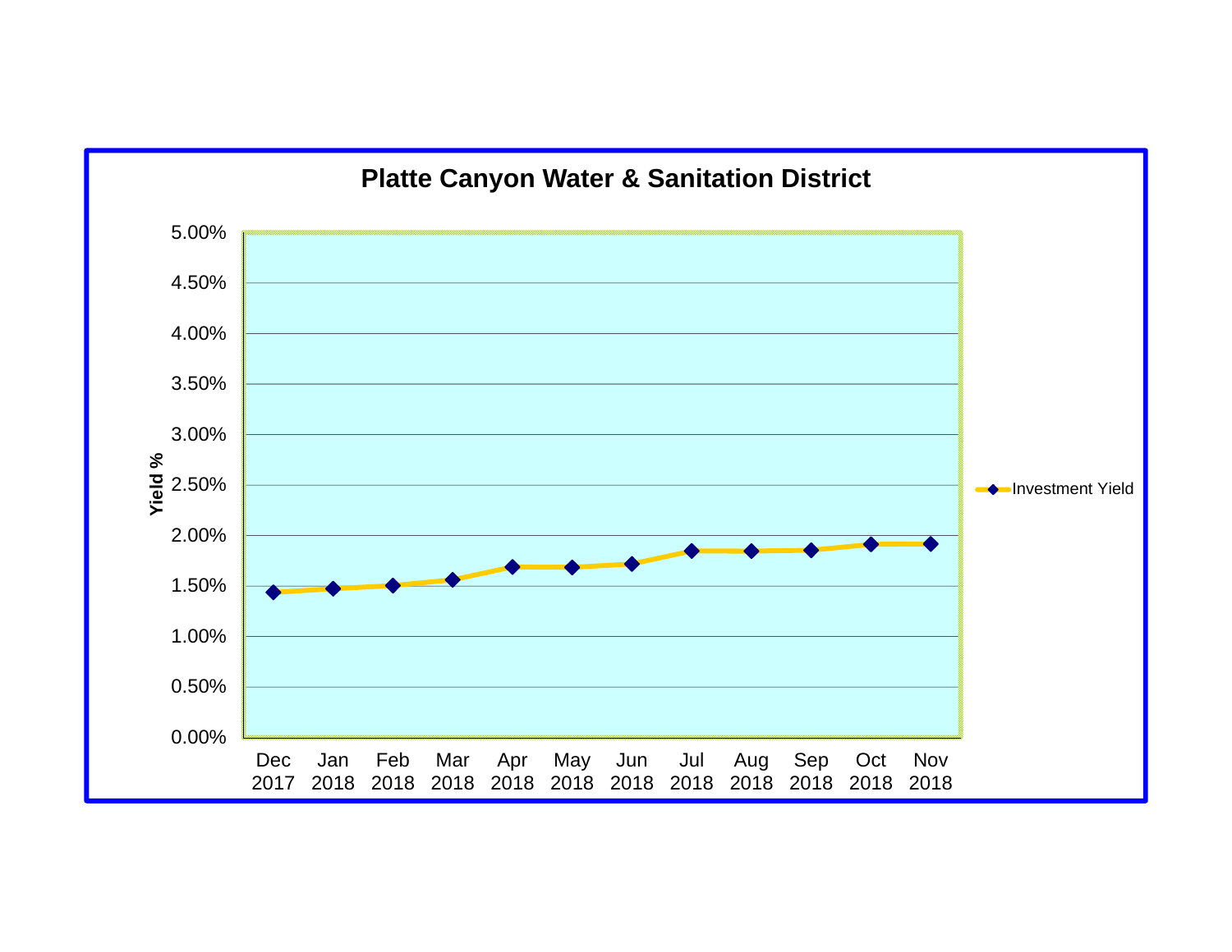## Platte Canyon Water & Sanitation District

Yield %

5.00%
4.50%
4.00%
3.50%
3.00%
2.50%
2.00%
1.50%
1.00%
0.50%
0.00%

Dec 2017 | Jan 2018 | Feb 2018 | Mar 2018 | Apr 2018 | May 2018 | Jun 2018 | Jul 2018 | Aug 2018 | Sep 2018 | Oct 2018 | Nov 2018

Investment Yield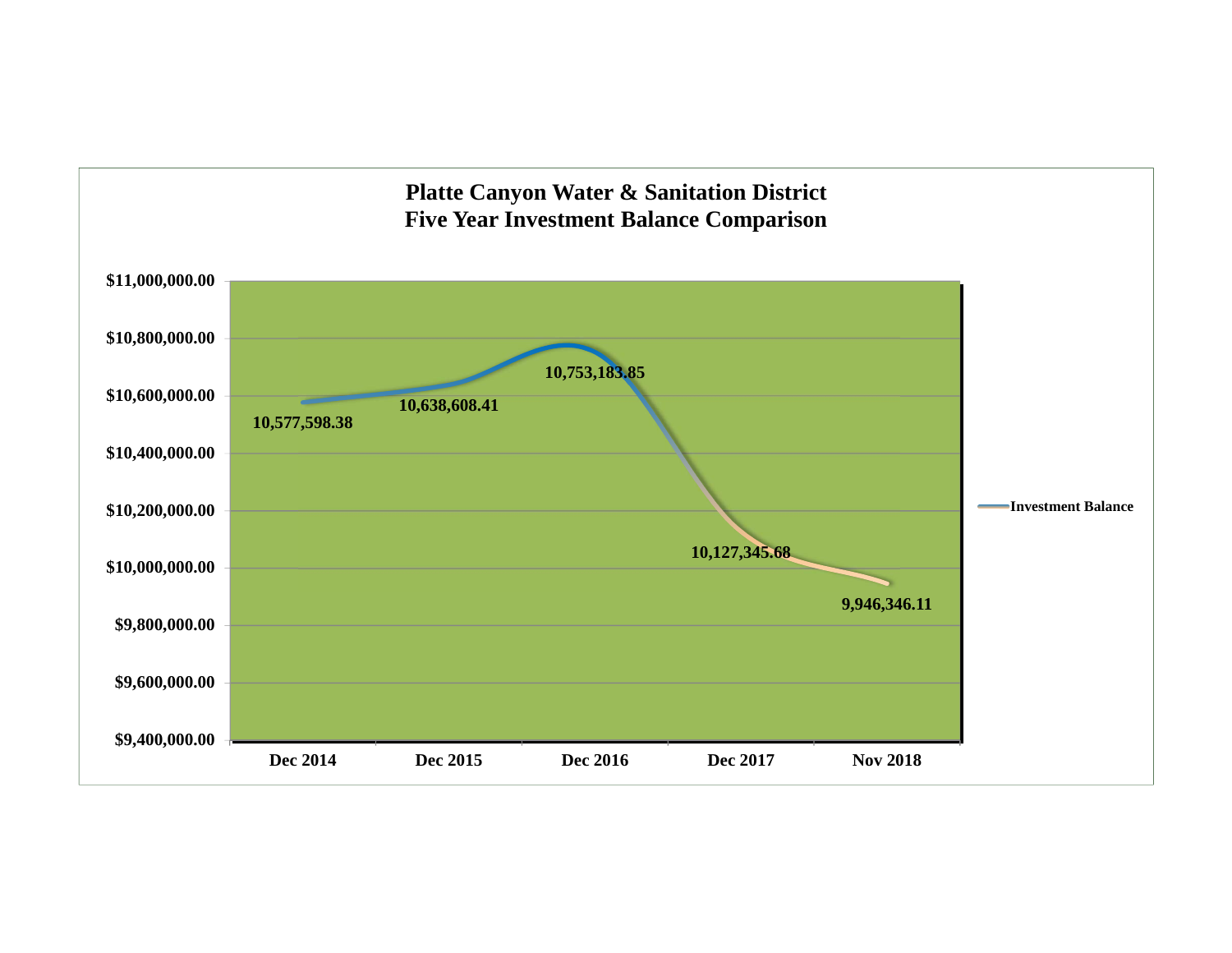# Platte Canyon Water & Sanitation District
## Five Year Investment Balance Comparison

| Period | Investment Balance |
|---|---|
| Dec 2014 | 10,577,598.38 |
| Dec 2015 | 10,638,608.41 |
| Dec 2016 | 10,753,183.85 |
| Dec 2017 | 10,127,345.68 |
| Nov 2018 | 9,946,346.11 |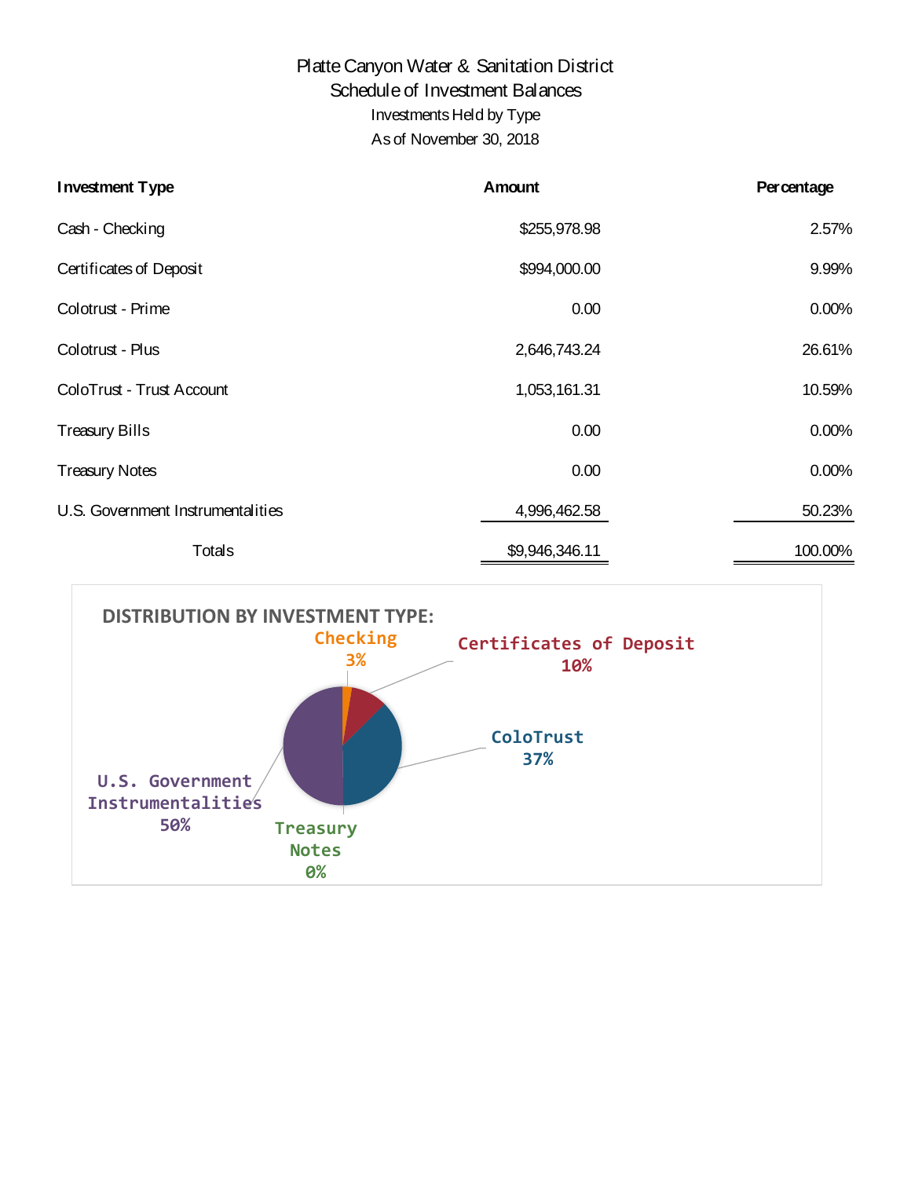# Platte Canyon Water & Sanitation District

## Schedule of Investment Balances

### Investments Held by Type

### As of November 30, 2018

| Investment Type | Amount | Percentage |
|---|---|---|
| Cash - Checking | $255,978.98 | 2.57% |
| Certificates of Deposit | $994,000.00 | 9.99% |
| Colotrust - Prime | 0.00 | 0.00% |
| Colotrust - Plus | 2,646,743.24 | 26.61% |
| ColoTrust - Trust Account | 1,053,161.31 | 10.59% |
| Treasury Bills | 0.00 | 0.00% |
| Treasury Notes | 0.00 | 0.00% |
| U.S. Government Instrumentalities | 4,996,462.58 | 50.23% |
| Totals | $9,946,346.11 | 100.00% |

**DISTRIBUTION BY INVESTMENT TYPE:**

- Checking 3%
- Certificates of Deposit 10%
- ColoTrust 37%
- Treasury Notes 0%
- U.S. Government Instrumentalities 50%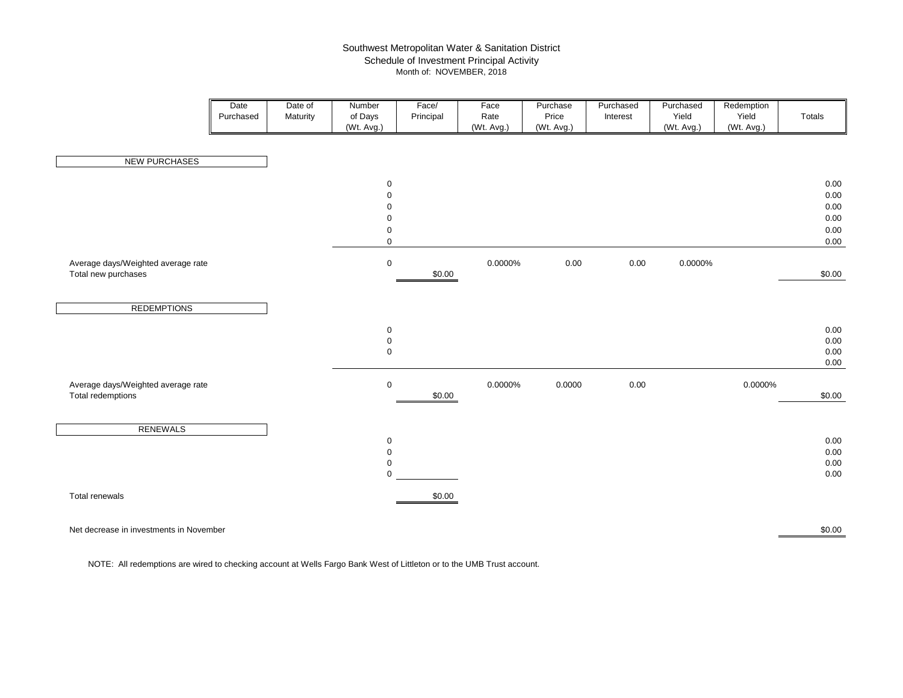# Southwest Metropolitan Water & Sanitation District
## Schedule of Investment Principal Activity
### Month of: NOVEMBER, 2018

| | Date Purchased | Date of Maturity | Number of Days (Wt. Avg.) | Face/ Principal | Face Rate (Wt. Avg.) | Purchase Price (Wt. Avg.) | Purchased Interest | Purchased Yield (Wt. Avg.) | Redemption Yield (Wt. Avg.) | Totals |
|---|---|---|---|---|---|---|---|---|---|---|
| **NEW PURCHASES** | | | | | | | | | | |
| | | | 0 | | | | | | | 0.00 |
| | | | 0 | | | | | | | 0.00 |
| | | | 0 | | | | | | | 0.00 |
| | | | 0 | | | | | | | 0.00 |
| | | | 0 | | | | | | | 0.00 |
| | | | 0 | | | | | | | 0.00 |
| Average days/Weighted average rate | | | 0 | | 0.0000% | 0.00 | 0.00 | 0.0000% | | |
| Total new purchases | | | | $0.00 | | | | | | $0.00 |
| **REDEMPTIONS** | | | | | | | | | | |
| | | | 0 | | | | | | | 0.00 |
| | | | 0 | | | | | | | 0.00 |
| | | | 0 | | | | | | | 0.00 |
| | | | | | | | | | | 0.00 |
| Average days/Weighted average rate | | | 0 | | 0.0000% | 0.0000 | 0.00 | | 0.0000% | |
| Total redemptions | | | | $0.00 | | | | | | $0.00 |
| **RENEWALS** | | | | | | | | | | |
| | | | 0 | | | | | | | 0.00 |
| | | | 0 | | | | | | | 0.00 |
| | | | 0 | | | | | | | 0.00 |
| | | | 0 | | | | | | | 0.00 |
| Total renewals | | | | $0.00 | | | | | | |
| Net decrease in investments in November | | | | | | | | | | $0.00 |

NOTE: All redemptions are wired to checking account at Wells Fargo Bank West of Littleton or to the UMB Trust account.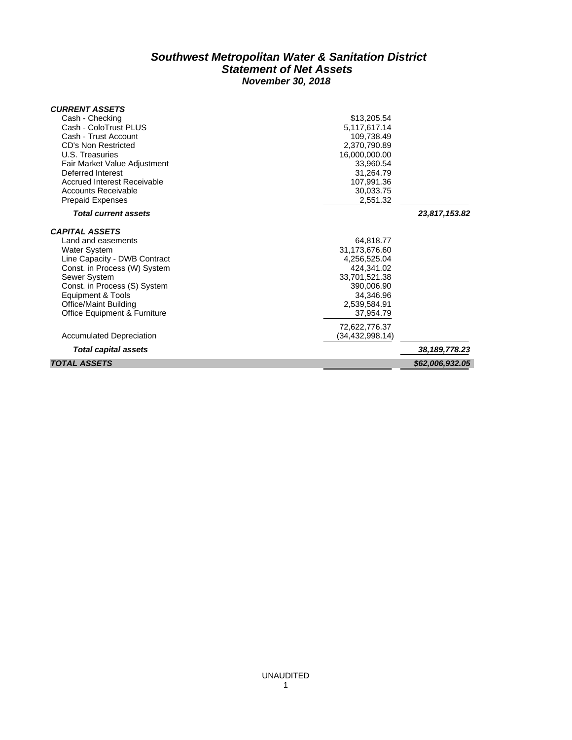# *Southwest Metropolitan Water & Sanitation District*
## *Statement of Net Assets*
### *November 30, 2018*

| | | |
|---|---|---|
| ***CURRENT ASSETS*** | | |
| Cash - Checking | $13,205.54 | |
| Cash - ColoTrust PLUS | 5,117,617.14 | |
| Cash - Trust Account | 109,738.49 | |
| CD's Non Restricted | 2,370,790.89 | |
| U.S. Treasuries | 16,000,000.00 | |
| Fair Market Value Adjustment | 33,960.54 | |
| Deferred Interest | 31,264.79 | |
| Accrued Interest Receivable | 107,991.36 | |
| Accounts Receivable | 30,033.75 | |
| Prepaid Expenses | 2,551.32 | |
| ***Total current assets*** | | ***23,817,153.82*** |
| ***CAPITAL ASSETS*** | | |
| Land and easements | 64,818.77 | |
| Water System | 31,173,676.60 | |
| Line Capacity - DWB Contract | 4,256,525.04 | |
| Const. in Process (W) System | 424,341.02 | |
| Sewer System | 33,701,521.38 | |
| Const. in Process (S) System | 390,006.90 | |
| Equipment & Tools | 34,346.96 | |
| Office/Maint Building | 2,539,584.91 | |
| Office Equipment & Furniture | 37,954.79 | |
| | 72,622,776.37 | |
| Accumulated Depreciation | (34,432,998.14) | |
| ***Total capital assets*** | | ***38,189,778.23*** |
| ***TOTAL ASSETS*** | | ***$62,006,932.05*** |

UNAUDITED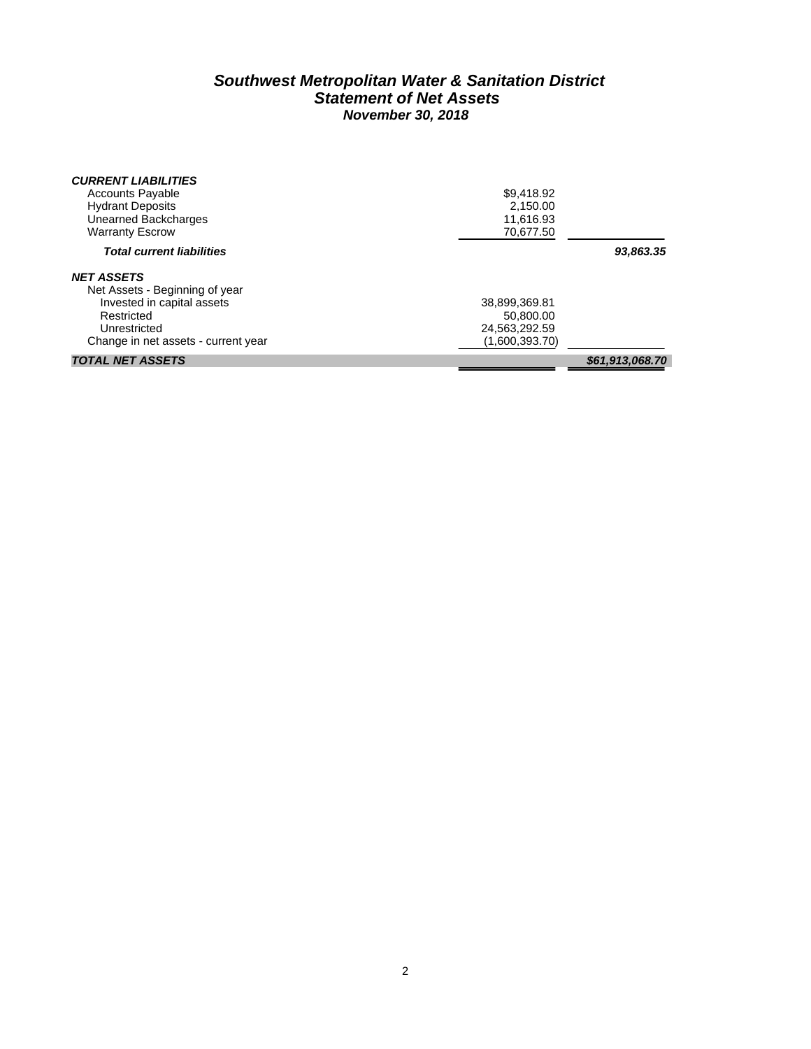# *Southwest Metropolitan Water & Sanitation District*
## *Statement of Net Assets*
### *November 30, 2018*

| | | |
|---|---|---|
| ***CURRENT LIABILITIES*** | | |
| Accounts Payable | $9,418.92 | |
| Hydrant Deposits | 2,150.00 | |
| Unearned Backcharges | 11,616.93 | |
| Warranty Escrow | 70,677.50 | |
| ***Total current liabilities*** | | ***93,863.35*** |
| ***NET ASSETS*** | | |
| Net Assets - Beginning of year | | |
| Invested in capital assets | 38,899,369.81 | |
| Restricted | 50,800.00 | |
| Unrestricted | 24,563,292.59 | |
| Change in net assets - current year | (1,600,393.70) | |
| ***TOTAL NET ASSETS*** | | ***$61,913,068.70*** |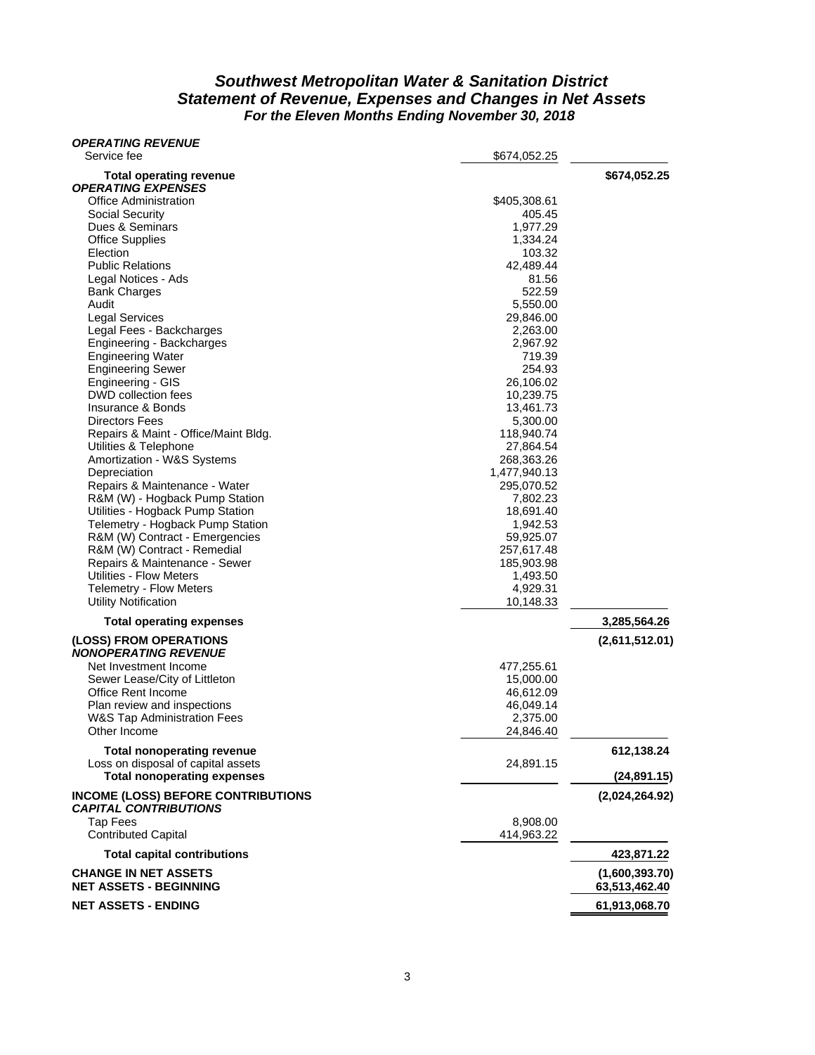# *Southwest Metropolitan Water & Sanitation District*
## *Statement of Revenue, Expenses and Changes in Net Assets*
### *For the Eleven Months Ending November 30, 2018*

| | | |
|---|---|---|
| ***OPERATING REVENUE*** | | |
| Service fee | $674,052.25 | |
| **Total operating revenue** | | **$674,052.25** |
| ***OPERATING EXPENSES*** | | |
| Office Administration | $405,308.61 | |
| Social Security | 405.45 | |
| Dues & Seminars | 1,977.29 | |
| Office Supplies | 1,334.24 | |
| Election | 103.32 | |
| Public Relations | 42,489.44 | |
| Legal Notices - Ads | 81.56 | |
| Bank Charges | 522.59 | |
| Audit | 5,550.00 | |
| Legal Services | 29,846.00 | |
| Legal Fees - Backcharges | 2,263.00 | |
| Engineering - Backcharges | 2,967.92 | |
| Engineering Water | 719.39 | |
| Engineering Sewer | 254.93 | |
| Engineering - GIS | 26,106.02 | |
| DWD collection fees | 10,239.75 | |
| Insurance & Bonds | 13,461.73 | |
| Directors Fees | 5,300.00 | |
| Repairs & Maint - Office/Maint Bldg. | 118,940.74 | |
| Utilities & Telephone | 27,864.54 | |
| Amortization - W&S Systems | 268,363.26 | |
| Depreciation | 1,477,940.13 | |
| Repairs & Maintenance - Water | 295,070.52 | |
| R&M (W) - Hogback Pump Station | 7,802.23 | |
| Utilities - Hogback Pump Station | 18,691.40 | |
| Telemetry - Hogback Pump Station | 1,942.53 | |
| R&M (W) Contract - Emergencies | 59,925.07 | |
| R&M (W) Contract - Remedial | 257,617.48 | |
| Repairs & Maintenance - Sewer | 185,903.98 | |
| Utilities - Flow Meters | 1,493.50 | |
| Telemetry - Flow Meters | 4,929.31 | |
| Utility Notification | 10,148.33 | |
| **Total operating expenses** | | **3,285,564.26** |
| **(LOSS) FROM OPERATIONS** | | **(2,611,512.01)** |
| ***NONOPERATING REVENUE*** | | |
| Net Investment Income | 477,255.61 | |
| Sewer Lease/City of Littleton | 15,000.00 | |
| Office Rent Income | 46,612.09 | |
| Plan review and inspections | 46,049.14 | |
| W&S Tap Administration Fees | 2,375.00 | |
| Other Income | 24,846.40 | |
| **Total nonoperating revenue** | | **612,138.24** |
| Loss on disposal of capital assets | 24,891.15 | |
| **Total nonoperating expenses** | | **(24,891.15)** |
| **INCOME (LOSS) BEFORE CONTRIBUTIONS** | | **(2,024,264.92)** |
| ***CAPITAL CONTRIBUTIONS*** | | |
| Tap Fees | 8,908.00 | |
| Contributed Capital | 414,963.22 | |
| **Total capital contributions** | | **423,871.22** |
| **CHANGE IN NET ASSETS** | | **(1,600,393.70)** |
| **NET ASSETS - BEGINNING** | | **63,513,462.40** |
| **NET ASSETS - ENDING** | | **61,913,068.70** |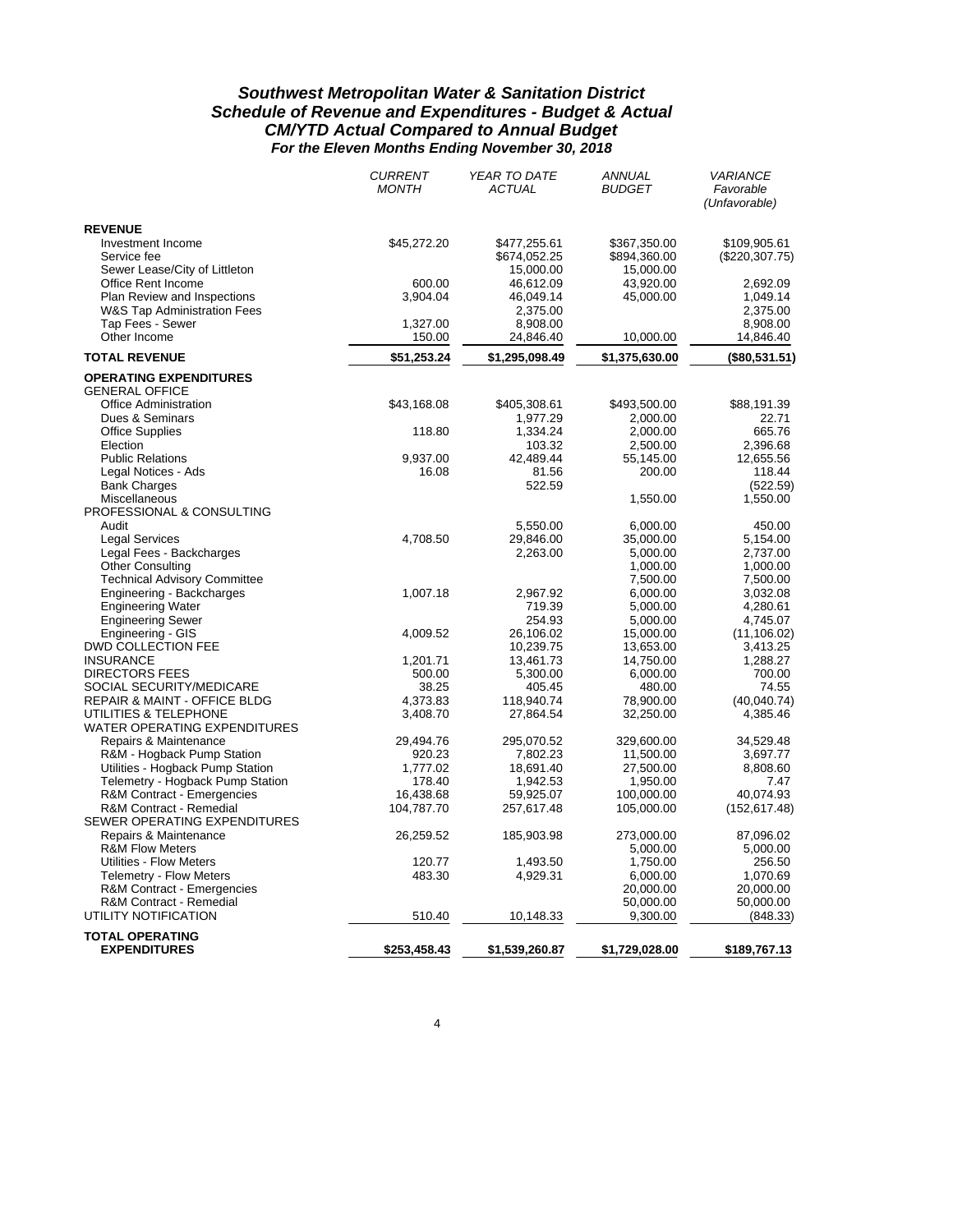# *Southwest Metropolitan Water & Sanitation District*
## *Schedule of Revenue and Expenditures - Budget & Actual*
### *CM/YTD Actual Compared to Annual Budget*
#### *For the Eleven Months Ending November 30, 2018*

| | *CURRENT MONTH* | *YEAR TO DATE ACTUAL* | *ANNUAL BUDGET* | *VARIANCE Favorable (Unfavorable)* |
|---|---|---|---|---|
| **REVENUE** | | | | |
| Investment Income | $45,272.20 | $477,255.61 | $367,350.00 | $109,905.61 |
| Service fee | | $674,052.25 | $894,360.00 | ($220,307.75) |
| Sewer Lease/City of Littleton | | 15,000.00 | 15,000.00 | |
| Office Rent Income | 600.00 | 46,612.09 | 43,920.00 | 2,692.09 |
| Plan Review and Inspections | 3,904.04 | 46,049.14 | 45,000.00 | 1,049.14 |
| W&S Tap Administration Fees | | 2,375.00 | | 2,375.00 |
| Tap Fees - Sewer | 1,327.00 | 8,908.00 | | 8,908.00 |
| Other Income | 150.00 | 24,846.40 | 10,000.00 | 14,846.40 |
| **TOTAL REVENUE** | **$51,253.24** | **$1,295,098.49** | **$1,375,630.00** | **($80,531.51)** |
| **OPERATING EXPENDITURES** | | | | |
| GENERAL OFFICE | | | | |
| Office Administration | $43,168.08 | $405,308.61 | $493,500.00 | $88,191.39 |
| Dues & Seminars | | 1,977.29 | 2,000.00 | 22.71 |
| Office Supplies | 118.80 | 1,334.24 | 2,000.00 | 665.76 |
| Election | | 103.32 | 2,500.00 | 2,396.68 |
| Public Relations | 9,937.00 | 42,489.44 | 55,145.00 | 12,655.56 |
| Legal Notices - Ads | 16.08 | 81.56 | 200.00 | 118.44 |
| Bank Charges | | 522.59 | | (522.59) |
| Miscellaneous | | | 1,550.00 | 1,550.00 |
| PROFESSIONAL & CONSULTING | | | | |
| Audit | | 5,550.00 | 6,000.00 | 450.00 |
| Legal Services | 4,708.50 | 29,846.00 | 35,000.00 | 5,154.00 |
| Legal Fees - Backcharges | | 2,263.00 | 5,000.00 | 2,737.00 |
| Other Consulting | | | 1,000.00 | 1,000.00 |
| Technical Advisory Committee | | | 7,500.00 | 7,500.00 |
| Engineering - Backcharges | 1,007.18 | 2,967.92 | 6,000.00 | 3,032.08 |
| Engineering Water | | 719.39 | 5,000.00 | 4,280.61 |
| Engineering Sewer | | 254.93 | 5,000.00 | 4,745.07 |
| Engineering - GIS | 4,009.52 | 26,106.02 | 15,000.00 | (11,106.02) |
| DWD COLLECTION FEE | | 10,239.75 | 13,653.00 | 3,413.25 |
| INSURANCE | 1,201.71 | 13,461.73 | 14,750.00 | 1,288.27 |
| DIRECTORS FEES | 500.00 | 5,300.00 | 6,000.00 | 700.00 |
| SOCIAL SECURITY/MEDICARE | 38.25 | 405.45 | 480.00 | 74.55 |
| REPAIR & MAINT - OFFICE BLDG | 4,373.83 | 118,940.74 | 78,900.00 | (40,040.74) |
| UTILITIES & TELEPHONE | 3,408.70 | 27,864.54 | 32,250.00 | 4,385.46 |
| WATER OPERATING EXPENDITURES | | | | |
| Repairs & Maintenance | 29,494.76 | 295,070.52 | 329,600.00 | 34,529.48 |
| R&M - Hogback Pump Station | 920.23 | 7,802.23 | 11,500.00 | 3,697.77 |
| Utilities - Hogback Pump Station | 1,777.02 | 18,691.40 | 27,500.00 | 8,808.60 |
| Telemetry - Hogback Pump Station | 178.40 | 1,942.53 | 1,950.00 | 7.47 |
| R&M Contract - Emergencies | 16,438.68 | 59,925.07 | 100,000.00 | 40,074.93 |
| R&M Contract - Remedial | 104,787.70 | 257,617.48 | 105,000.00 | (152,617.48) |
| SEWER OPERATING EXPENDITURES | | | | |
| Repairs & Maintenance | 26,259.52 | 185,903.98 | 273,000.00 | 87,096.02 |
| R&M Flow Meters | | | 5,000.00 | 5,000.00 |
| Utilities - Flow Meters | 120.77 | 1,493.50 | 1,750.00 | 256.50 |
| Telemetry - Flow Meters | 483.30 | 4,929.31 | 6,000.00 | 1,070.69 |
| R&M Contract - Emergencies | | | 20,000.00 | 20,000.00 |
| R&M Contract - Remedial | | | 50,000.00 | 50,000.00 |
| UTILITY NOTIFICATION | 510.40 | 10,148.33 | 9,300.00 | (848.33) |
| **TOTAL OPERATING EXPENDITURES** | **$253,458.43** | **$1,539,260.87** | **$1,729,028.00** | **$189,767.13** |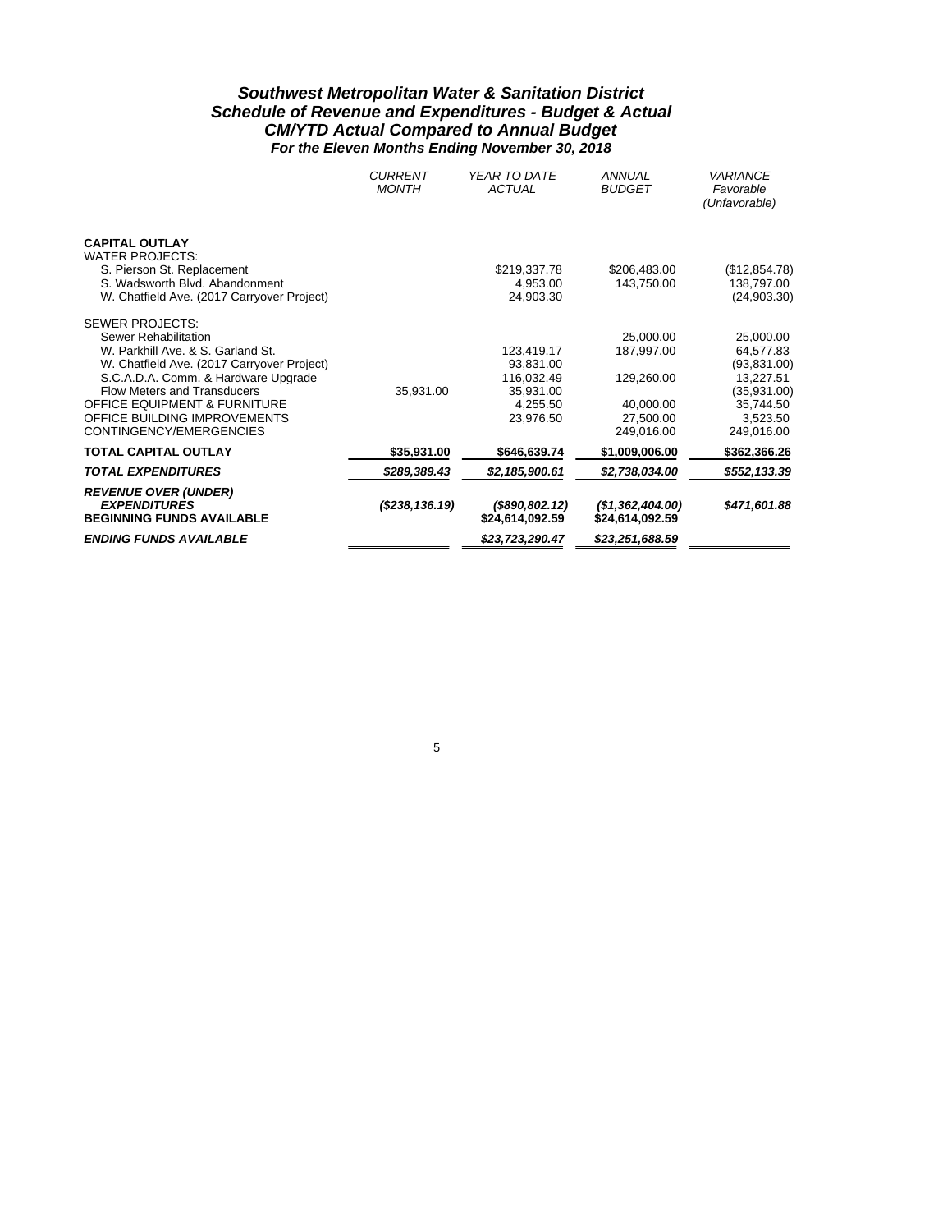# *Southwest Metropolitan Water & Sanitation District*
## *Schedule of Revenue and Expenditures - Budget & Actual*
## *CM/YTD Actual Compared to Annual Budget*
### *For the Eleven Months Ending November 30, 2018*

| | *CURRENT MONTH* | *YEAR TO DATE ACTUAL* | *ANNUAL BUDGET* | *VARIANCE Favorable (Unfavorable)* |
|---|---|---|---|---|
| **CAPITAL OUTLAY** | | | | |
| WATER PROJECTS: | | | | |
| S. Pierson St. Replacement | | $219,337.78 | $206,483.00 | ($12,854.78) |
| S. Wadsworth Blvd. Abandonment | | 4,953.00 | 143,750.00 | 138,797.00 |
| W. Chatfield Ave. (2017 Carryover Project) | | 24,903.30 | | (24,903.30) |
| SEWER PROJECTS: | | | | |
| Sewer Rehabilitation | | | 25,000.00 | 25,000.00 |
| W. Parkhill Ave. & S. Garland St. | | 123,419.17 | 187,997.00 | 64,577.83 |
| W. Chatfield Ave. (2017 Carryover Project) | | 93,831.00 | | (93,831.00) |
| S.C.A.D.A. Comm. & Hardware Upgrade | | 116,032.49 | 129,260.00 | 13,227.51 |
| Flow Meters and Transducers | 35,931.00 | 35,931.00 | | (35,931.00) |
| OFFICE EQUIPMENT & FURNITURE | | 4,255.50 | 40,000.00 | 35,744.50 |
| OFFICE BUILDING IMPROVEMENTS | | 23,976.50 | 27,500.00 | 3,523.50 |
| CONTINGENCY/EMERGENCIES | | | 249,016.00 | 249,016.00 |
| **TOTAL CAPITAL OUTLAY** | **$35,931.00** | **$646,639.74** | **$1,009,006.00** | **$362,366.26** |
| ***TOTAL EXPENDITURES*** | ***$289,389.43*** | ***$2,185,900.61*** | ***$2,738,034.00*** | ***$552,133.39*** |
| ***REVENUE OVER (UNDER) EXPENDITURES*** | ***($238,136.19)*** | ***($890,802.12)*** | ***($1,362,404.00)*** | ***$471,601.88*** |
| **BEGINNING FUNDS AVAILABLE** | | **$24,614,092.59** | **$24,614,092.59** | |
| ***ENDING FUNDS AVAILABLE*** | | ***$23,723,290.47*** | ***$23,251,688.59*** | |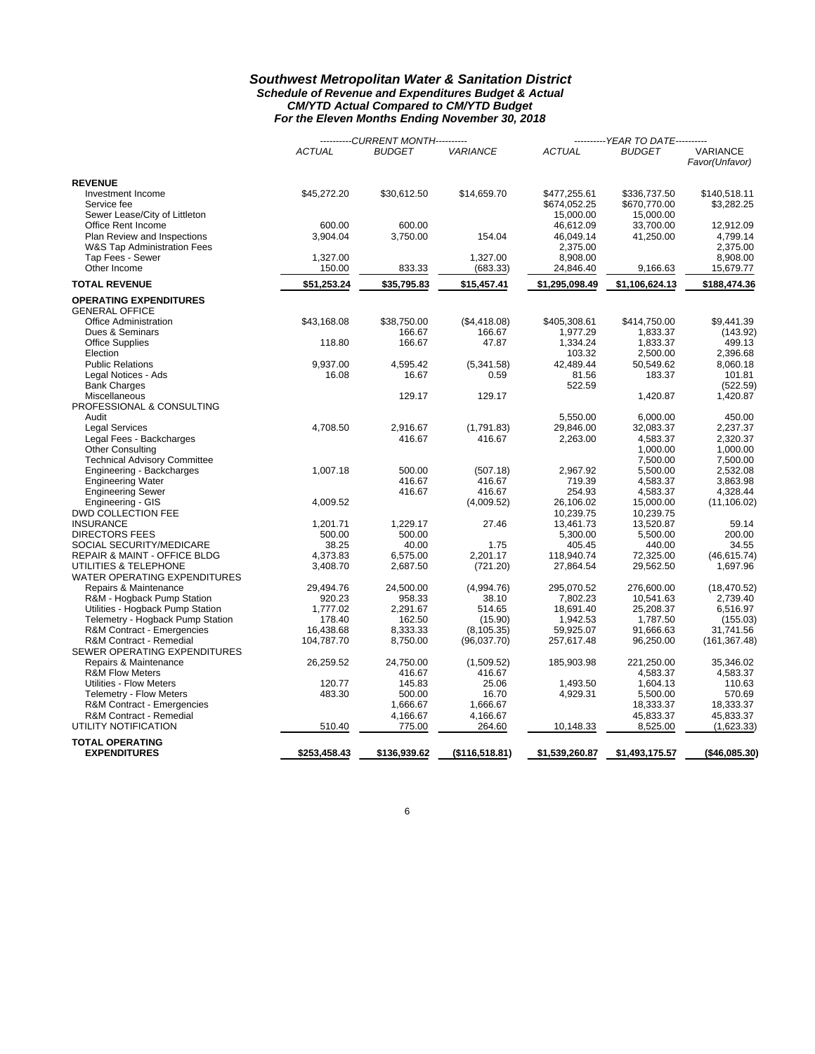# Southwest Metropolitan Water & Sanitation District

### *Schedule of Revenue and Expenditures Budget & Actual*
### *CM/YTD Actual Compared to CM/YTD Budget*
### *For the Eleven Months Ending November 30, 2018*

| | ----------CURRENT MONTH---------- | | | ----------YEAR TO DATE---------- | | |
|---|---|---|---|---|---|---|
| | *ACTUAL* | *BUDGET* | *VARIANCE* | *ACTUAL* | *BUDGET* | VARIANCE *Favor(Unfavor)* |
| **REVENUE** | | | | | | |
| Investment Income | $45,272.20 | $30,612.50 | $14,659.70 | $477,255.61 | $336,737.50 | $140,518.11 |
| Service fee | | | | $674,052.25 | $670,770.00 | $3,282.25 |
| Sewer Lease/City of Littleton | | | | 15,000.00 | 15,000.00 | |
| Office Rent Income | 600.00 | 600.00 | | 46,612.09 | 33,700.00 | 12,912.09 |
| Plan Review and Inspections | 3,904.04 | 3,750.00 | 154.04 | 46,049.14 | 41,250.00 | 4,799.14 |
| W&S Tap Administration Fees | | | | 2,375.00 | | 2,375.00 |
| Tap Fees - Sewer | 1,327.00 | | 1,327.00 | 8,908.00 | | 8,908.00 |
| Other Income | 150.00 | 833.33 | (683.33) | 24,846.40 | 9,166.63 | 15,679.77 |
| **TOTAL REVENUE** | **$51,253.24** | **$35,795.83** | **$15,457.41** | **$1,295,098.49** | **$1,106,624.13** | **$188,474.36** |
| **OPERATING EXPENDITURES** | | | | | | |
| GENERAL OFFICE | | | | | | |
| Office Administration | $43,168.08 | $38,750.00 | ($4,418.08) | $405,308.61 | $414,750.00 | $9,441.39 |
| Dues & Seminars | | 166.67 | 166.67 | 1,977.29 | 1,833.37 | (143.92) |
| Office Supplies | 118.80 | 166.67 | 47.87 | 1,334.24 | 1,833.37 | 499.13 |
| Election | | | | 103.32 | 2,500.00 | 2,396.68 |
| Public Relations | 9,937.00 | 4,595.42 | (5,341.58) | 42,489.44 | 50,549.62 | 8,060.18 |
| Legal Notices - Ads | 16.08 | 16.67 | 0.59 | 81.56 | 183.37 | 101.81 |
| Bank Charges | | | | 522.59 | | (522.59) |
| Miscellaneous | | 129.17 | 129.17 | | 1,420.87 | 1,420.87 |
| PROFESSIONAL & CONSULTING | | | | | | |
| Audit | | | | 5,550.00 | 6,000.00 | 450.00 |
| Legal Services | 4,708.50 | 2,916.67 | (1,791.83) | 29,846.00 | 32,083.37 | 2,237.37 |
| Legal Fees - Backcharges | | 416.67 | 416.67 | 2,263.00 | 4,583.37 | 2,320.37 |
| Other Consulting | | | | | 1,000.00 | 1,000.00 |
| Technical Advisory Committee | | | | | 7,500.00 | 7,500.00 |
| Engineering - Backcharges | 1,007.18 | 500.00 | (507.18) | 2,967.92 | 5,500.00 | 2,532.08 |
| Engineering Water | | 416.67 | 416.67 | 719.39 | 4,583.37 | 3,863.98 |
| Engineering Sewer | | 416.67 | 416.67 | 254.93 | 4,583.37 | 4,328.44 |
| Engineering - GIS | 4,009.52 | | (4,009.52) | 26,106.02 | 15,000.00 | (11,106.02) |
| DWD COLLECTION FEE | | | | 10,239.75 | 10,239.75 | |
| INSURANCE | 1,201.71 | 1,229.17 | 27.46 | 13,461.73 | 13,520.87 | 59.14 |
| DIRECTORS FEES | 500.00 | 500.00 | | 5,300.00 | 5,500.00 | 200.00 |
| SOCIAL SECURITY/MEDICARE | 38.25 | 40.00 | 1.75 | 405.45 | 440.00 | 34.55 |
| REPAIR & MAINT - OFFICE BLDG | 4,373.83 | 6,575.00 | 2,201.17 | 118,940.74 | 72,325.00 | (46,615.74) |
| UTILITIES & TELEPHONE | 3,408.70 | 2,687.50 | (721.20) | 27,864.54 | 29,562.50 | 1,697.96 |
| WATER OPERATING EXPENDITURES | | | | | | |
| Repairs & Maintenance | 29,494.76 | 24,500.00 | (4,994.76) | 295,070.52 | 276,600.00 | (18,470.52) |
| R&M - Hogback Pump Station | 920.23 | 958.33 | 38.10 | 7,802.23 | 10,541.63 | 2,739.40 |
| Utilities - Hogback Pump Station | 1,777.02 | 2,291.67 | 514.65 | 18,691.40 | 25,208.37 | 6,516.97 |
| Telemetry - Hogback Pump Station | 178.40 | 162.50 | (15.90) | 1,942.53 | 1,787.50 | (155.03) |
| R&M Contract - Emergencies | 16,438.68 | 8,333.33 | (8,105.35) | 59,925.07 | 91,666.63 | 31,741.56 |
| R&M Contract - Remedial | 104,787.70 | 8,750.00 | (96,037.70) | 257,617.48 | 96,250.00 | (161,367.48) |
| SEWER OPERATING EXPENDITURES | | | | | | |
| Repairs & Maintenance | 26,259.52 | 24,750.00 | (1,509.52) | 185,903.98 | 221,250.00 | 35,346.02 |
| R&M Flow Meters | | 416.67 | 416.67 | | 4,583.37 | 4,583.37 |
| Utilities - Flow Meters | 120.77 | 145.83 | 25.06 | 1,493.50 | 1,604.13 | 110.63 |
| Telemetry - Flow Meters | 483.30 | 500.00 | 16.70 | 4,929.31 | 5,500.00 | 570.69 |
| R&M Contract - Emergencies | | 1,666.67 | 1,666.67 | | 18,333.37 | 18,333.37 |
| R&M Contract - Remedial | | 4,166.67 | 4,166.67 | | 45,833.37 | 45,833.37 |
| UTILITY NOTIFICATION | 510.40 | 775.00 | 264.60 | 10,148.33 | 8,525.00 | (1,623.33) |
| **TOTAL OPERATING EXPENDITURES** | **$253,458.43** | **$136,939.62** | **($116,518.81)** | **$1,539,260.87** | **$1,493,175.57** | **($46,085.30)** |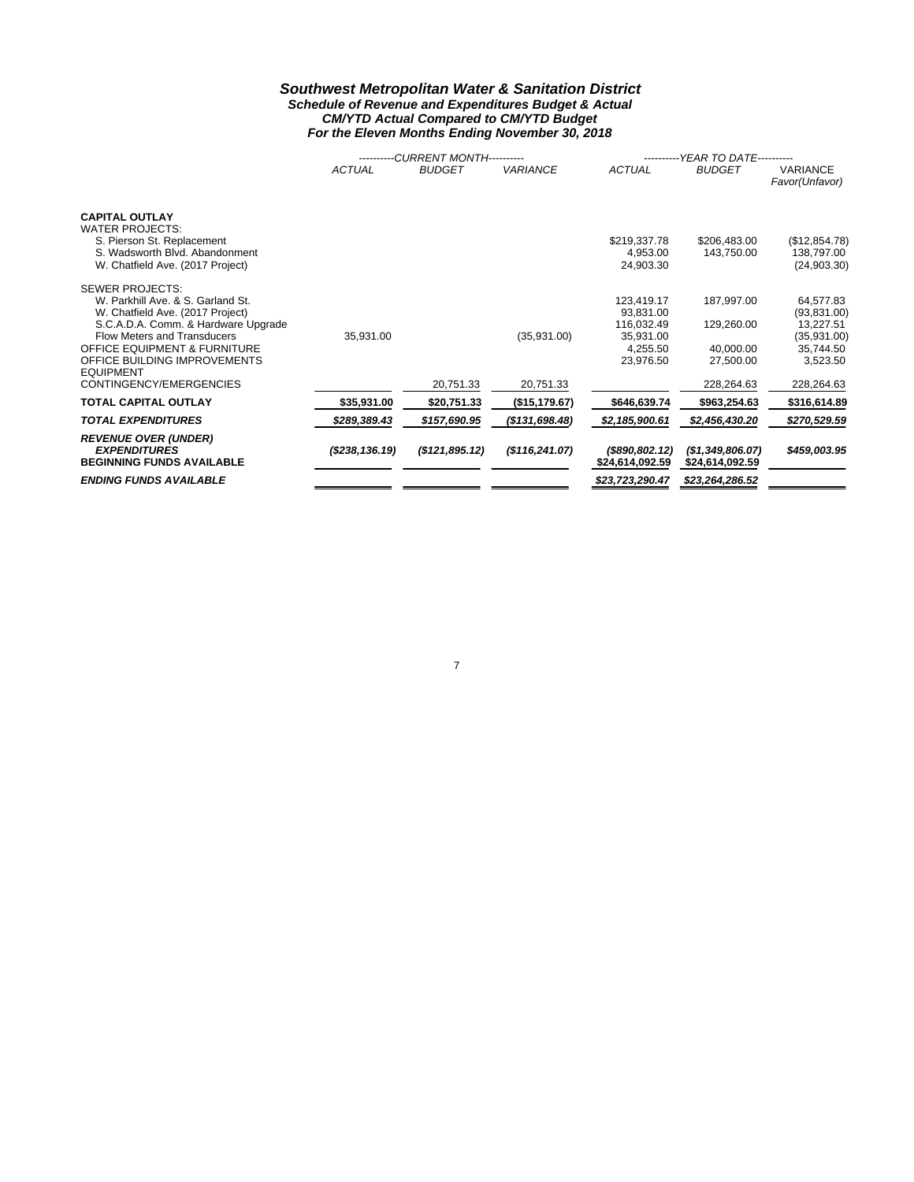# Southwest Metropolitan Water & Sanitation District

### Schedule of Revenue and Expenditures Budget & Actual
### CM/YTD Actual Compared to CM/YTD Budget
### For the Eleven Months Ending November 30, 2018

| | CURRENT MONTH | | | YEAR TO DATE | | |
|---|---|---|---|---|---|---|
| | *ACTUAL* | *BUDGET* | *VARIANCE* | *ACTUAL* | *BUDGET* | VARIANCE Favor(Unfavor) |
| **CAPITAL OUTLAY** | | | | | | |
| WATER PROJECTS: | | | | | | |
| S. Pierson St. Replacement | | | | $219,337.78 | $206,483.00 | ($12,854.78) |
| S. Wadsworth Blvd. Abandonment | | | | 4,953.00 | 143,750.00 | 138,797.00 |
| W. Chatfield Ave. (2017 Project) | | | | 24,903.30 | | (24,903.30) |
| SEWER PROJECTS: | | | | | | |
| W. Parkhill Ave. & S. Garland St. | | | | 123,419.17 | 187,997.00 | 64,577.83 |
| W. Chatfield Ave. (2017 Project) | | | | 93,831.00 | | (93,831.00) |
| S.C.A.D.A. Comm. & Hardware Upgrade | | | | 116,032.49 | 129,260.00 | 13,227.51 |
| Flow Meters and Transducers | 35,931.00 | | (35,931.00) | 35,931.00 | | (35,931.00) |
| OFFICE EQUIPMENT & FURNITURE | | | | 4,255.50 | 40,000.00 | 35,744.50 |
| OFFICE BUILDING IMPROVEMENTS | | | | 23,976.50 | 27,500.00 | 3,523.50 |
| EQUIPMENT | | | | | | |
| CONTINGENCY/EMERGENCIES | | 20,751.33 | 20,751.33 | | 228,264.63 | 228,264.63 |
| **TOTAL CAPITAL OUTLAY** | **$35,931.00** | **$20,751.33** | **($15,179.67)** | **$646,639.74** | **$963,254.63** | **$316,614.89** |
| ***TOTAL EXPENDITURES*** | ***$289,389.43*** | ***$157,690.95*** | ***($131,698.48)*** | ***$2,185,900.61*** | ***$2,456,430.20*** | ***$270,529.59*** |
| ***REVENUE OVER (UNDER) EXPENDITURES*** | ***($238,136.19)*** | ***($121,895.12)*** | ***($116,241.07)*** | ***($890,802.12)*** | ***($1,349,806.07)*** | ***$459,003.95*** |
| **BEGINNING FUNDS AVAILABLE** | | | | **$24,614,092.59** | **$24,614,092.59** | |
| ***ENDING FUNDS AVAILABLE*** | | | | ***$23,723,290.47*** | ***$23,264,286.52*** | |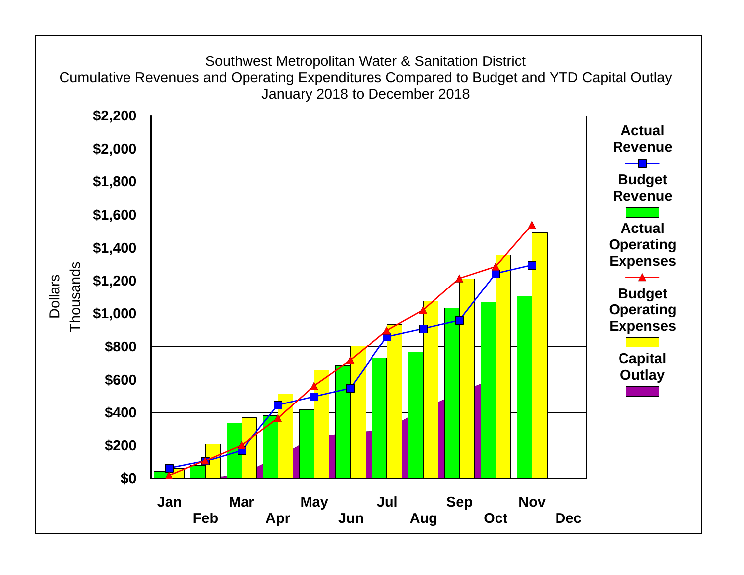Southwest Metropolitan Water & Sanitation District
Cumulative Revenues and Operating Expenditures Compared to Budget and YTD Capital Outlay
January 2018 to December 2018

Dollars
Thousands

$2,200
$2,000
$1,800
$1,600
$1,400
$1,200
$1,000
$800
$600
$400
$200
$0

Jan Feb Mar Apr May Jun Jul Aug Sep Oct Nov Dec

Actual Revenue
Budget Revenue
Actual Operating Expenses
Budget Operating Expenses
Capital Outlay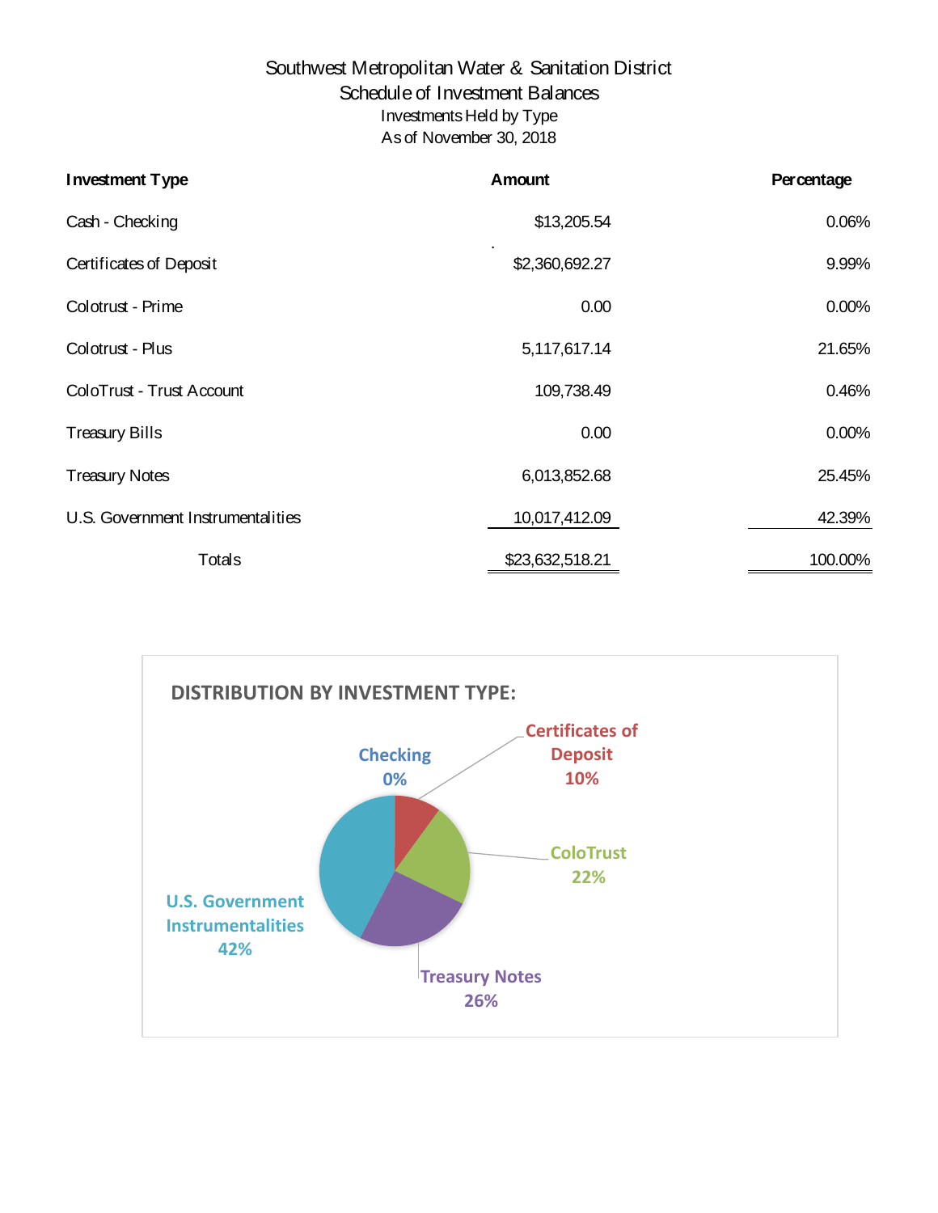# Southwest Metropolitan Water & Sanitation District

## Schedule of Investment Balances

### Investments Held by Type

As of November 30, 2018

| Investment Type | Amount | Percentage |
|---|---|---|
| Cash - Checking | $13,205.54 | 0.06% |
| Certificates of Deposit | $2,360,692.27 | 9.99% |
| Colotrust - Prime | 0.00 | 0.00% |
| Colotrust - Plus | 5,117,617.14 | 21.65% |
| ColoTrust - Trust Account | 109,738.49 | 0.46% |
| Treasury Bills | 0.00 | 0.00% |
| Treasury Notes | 6,013,852.68 | 25.45% |
| U.S. Government Instrumentalities | 10,017,412.09 | 42.39% |
| Totals | $23,632,518.21 | 100.00% |

**DISTRIBUTION BY INVESTMENT TYPE:**

- Checking 0%
- Certificates of Deposit 10%
- ColoTrust 22%
- Treasury Notes 26%
- U.S. Government Instrumentalities 42%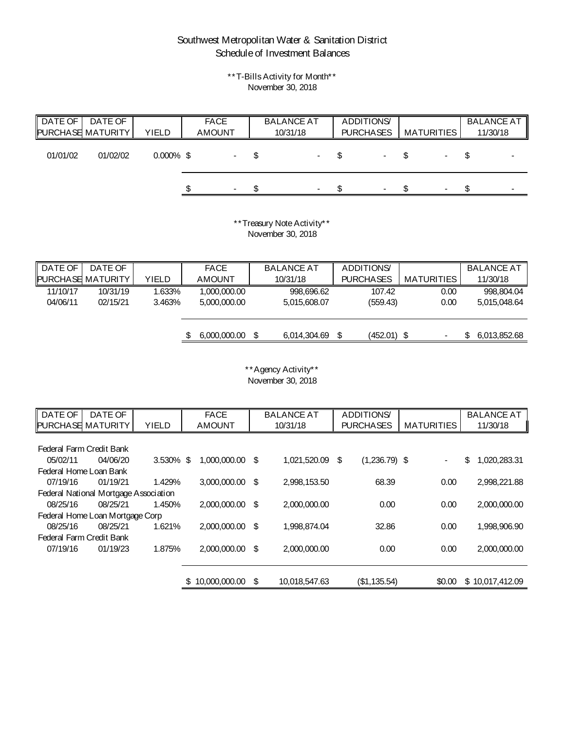# Southwest Metropolitan Water & Sanitation District
## Schedule of Investment Balances

**T-Bills Activity for Month**
November 30, 2018

| DATE OF PURCHASE | DATE OF MATURITY | YIELD | FACE AMOUNT | BALANCE AT 10/31/18 | ADDITIONS/ PURCHASES | MATURITIES | BALANCE AT 11/30/18 |
|---|---|---|---|---|---|---|---|
| 01/01/02 | 01/02/02 | 0.000% | $ - | $ - | $ - | $ - | $ - |
| | | | $ - | $ - | $ - | $ - | $ - |

**Treasury Note Activity**
November 30, 2018

| DATE OF PURCHASE | DATE OF MATURITY | YIELD | FACE AMOUNT | BALANCE AT 10/31/18 | ADDITIONS/ PURCHASES | MATURITIES | BALANCE AT 11/30/18 |
|---|---|---|---|---|---|---|---|
| 11/10/17 | 10/31/19 | 1.633% | 1,000,000.00 | 998,696.62 | 107.42 | 0.00 | 998,804.04 |
| 04/06/11 | 02/15/21 | 3.463% | 5,000,000.00 | 5,015,608.07 | (559.43) | 0.00 | 5,015,048.64 |
| | | | $ 6,000,000.00 | $ 6,014,304.69 | $ (452.01) | $ - | $ 6,013,852.68 |

**Agency Activity**
November 30, 2018

| DATE OF PURCHASE | DATE OF MATURITY | YIELD | FACE AMOUNT | BALANCE AT 10/31/18 | ADDITIONS/ PURCHASES | MATURITIES | BALANCE AT 11/30/18 |
|---|---|---|---|---|---|---|---|
| Federal Farm Credit Bank | | | | | | | |
| 05/02/11 | 04/06/20 | 3.530% | $ 1,000,000.00 | $ 1,021,520.09 | $ (1,236.79) | $ - | $ 1,020,283.31 |
| Federal Home Loan Bank | | | | | | | |
| 07/19/16 | 01/19/21 | 1.429% | 3,000,000.00 | $ 2,998,153.50 | 68.39 | 0.00 | 2,998,221.88 |
| Federal National Mortgage Association | | | | | | | |
| 08/25/16 | 08/25/21 | 1.450% | 2,000,000.00 | $ 2,000,000.00 | 0.00 | 0.00 | 2,000,000.00 |
| Federal Home Loan Mortgage Corp | | | | | | | |
| 08/25/16 | 08/25/21 | 1.621% | 2,000,000.00 | $ 1,998,874.04 | 32.86 | 0.00 | 1,998,906.90 |
| Federal Farm Credit Bank | | | | | | | |
| 07/19/16 | 01/19/23 | 1.875% | 2,000,000.00 | $ 2,000,000.00 | 0.00 | 0.00 | 2,000,000.00 |
| | | | $ 10,000,000.00 | $ 10,018,547.63 | ($1,135.54) | $0.00 | $ 10,017,412.09 |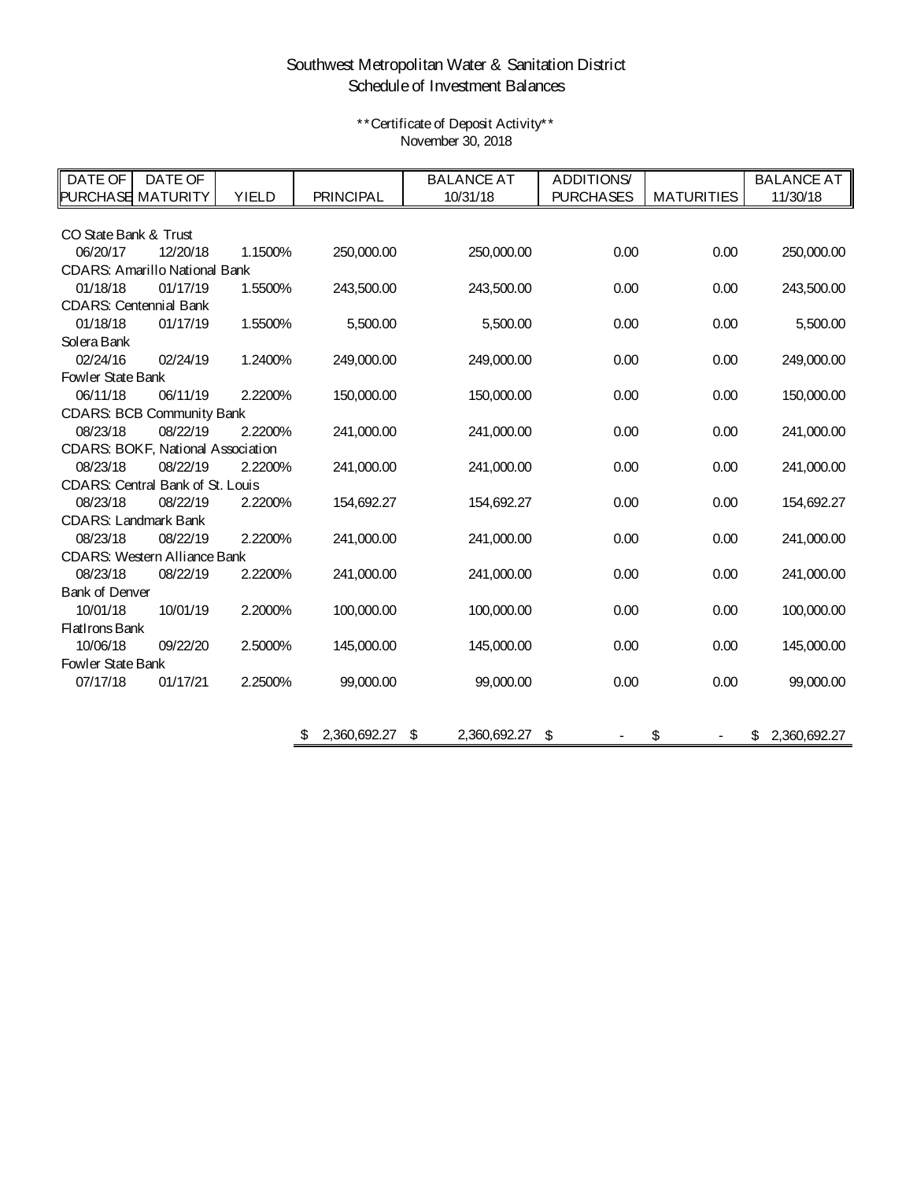# Southwest Metropolitan Water & Sanitation District
## Schedule of Investment Balances

**Certificate of Deposit Activity**
November 30, 2018

| DATE OF PURCHASE | DATE OF MATURITY | YIELD | PRINCIPAL | BALANCE AT 10/31/18 | ADDITIONS/ PURCHASES | MATURITIES | BALANCE AT 11/30/18 |
|---|---|---|---|---|---|---|---|
| CO State Bank & Trust | | | | | | | |
| 06/20/17 | 12/20/18 | 1.1500% | 250,000.00 | 250,000.00 | 0.00 | 0.00 | 250,000.00 |
| CDARS: Amarillo National Bank | | | | | | | |
| 01/18/18 | 01/17/19 | 1.5500% | 243,500.00 | 243,500.00 | 0.00 | 0.00 | 243,500.00 |
| CDARS: Centennial Bank | | | | | | | |
| 01/18/18 | 01/17/19 | 1.5500% | 5,500.00 | 5,500.00 | 0.00 | 0.00 | 5,500.00 |
| Solera Bank | | | | | | | |
| 02/24/16 | 02/24/19 | 1.2400% | 249,000.00 | 249,000.00 | 0.00 | 0.00 | 249,000.00 |
| Fowler State Bank | | | | | | | |
| 06/11/18 | 06/11/19 | 2.2200% | 150,000.00 | 150,000.00 | 0.00 | 0.00 | 150,000.00 |
| CDARS: BCB Community Bank | | | | | | | |
| 08/23/18 | 08/22/19 | 2.2200% | 241,000.00 | 241,000.00 | 0.00 | 0.00 | 241,000.00 |
| CDARS: BOKF, National Association | | | | | | | |
| 08/23/18 | 08/22/19 | 2.2200% | 241,000.00 | 241,000.00 | 0.00 | 0.00 | 241,000.00 |
| CDARS: Central Bank of St. Louis | | | | | | | |
| 08/23/18 | 08/22/19 | 2.2200% | 154,692.27 | 154,692.27 | 0.00 | 0.00 | 154,692.27 |
| CDARS: Landmark Bank | | | | | | | |
| 08/23/18 | 08/22/19 | 2.2200% | 241,000.00 | 241,000.00 | 0.00 | 0.00 | 241,000.00 |
| CDARS: Western Alliance Bank | | | | | | | |
| 08/23/18 | 08/22/19 | 2.2200% | 241,000.00 | 241,000.00 | 0.00 | 0.00 | 241,000.00 |
| Bank of Denver | | | | | | | |
| 10/01/18 | 10/01/19 | 2.2000% | 100,000.00 | 100,000.00 | 0.00 | 0.00 | 100,000.00 |
| FlatIrons Bank | | | | | | | |
| 10/06/18 | 09/22/20 | 2.5000% | 145,000.00 | 145,000.00 | 0.00 | 0.00 | 145,000.00 |
| Fowler State Bank | | | | | | | |
| 07/17/18 | 01/17/21 | 2.2500% | 99,000.00 | 99,000.00 | 0.00 | 0.00 | 99,000.00 |
| | | | $ 2,360,692.27 | $ 2,360,692.27 | $ - | $ - | $ 2,360,692.27 |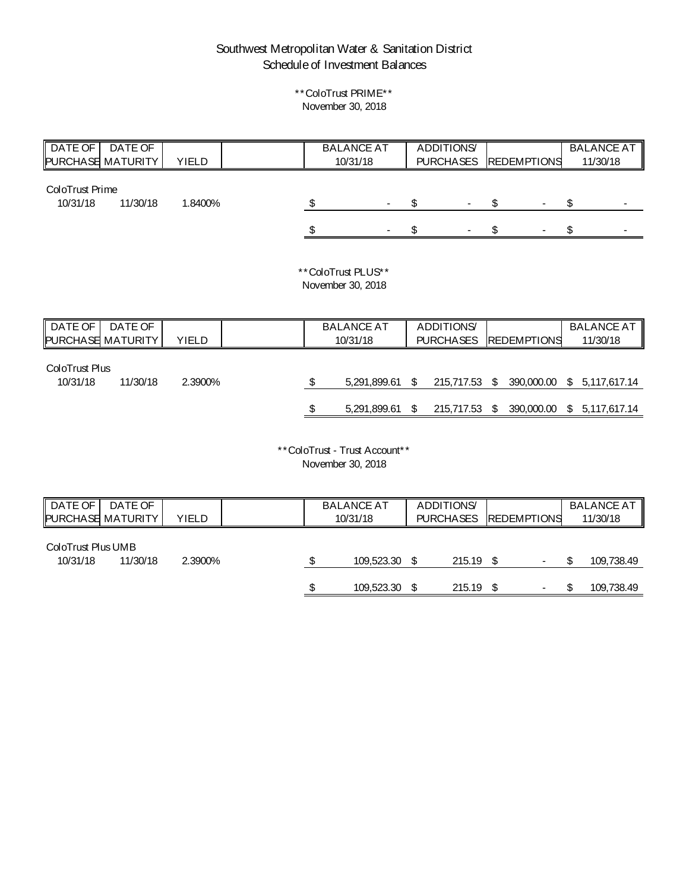# Southwest Metropolitan Water & Sanitation District
## Schedule of Investment Balances

**ColoTrust PRIME**
November 30, 2018

| DATE OF PURCHASE | DATE OF MATURITY | YIELD | | BALANCE AT 10/31/18 | ADDITIONS/ PURCHASES | REDEMPTIONS | BALANCE AT 11/30/18 |
|---|---|---|---|---|---|---|---|
| ColoTrust Prime | | | | | | | |
| 10/31/18 | 11/30/18 | 1.8400% | | $ - | $ - | $ - | $ - |
| | | | | $ - | $ - | $ - | $ - |

**ColoTrust PLUS**
November 30, 2018

| DATE OF PURCHASE | DATE OF MATURITY | YIELD | | BALANCE AT 10/31/18 | ADDITIONS/ PURCHASES | REDEMPTIONS | BALANCE AT 11/30/18 |
|---|---|---|---|---|---|---|---|
| ColoTrust Plus | | | | | | | |
| 10/31/18 | 11/30/18 | 2.3900% | | $ 5,291,899.61 | $ 215,717.53 | $ 390,000.00 | $ 5,117,617.14 |
| | | | | $ 5,291,899.61 | $ 215,717.53 | $ 390,000.00 | $ 5,117,617.14 |

**ColoTrust - Trust Account**
November 30, 2018

| DATE OF PURCHASE | DATE OF MATURITY | YIELD | | BALANCE AT 10/31/18 | ADDITIONS/ PURCHASES | REDEMPTIONS | BALANCE AT 11/30/18 |
|---|---|---|---|---|---|---|---|
| ColoTrust Plus UMB | | | | | | | |
| 10/31/18 | 11/30/18 | 2.3900% | | $ 109,523.30 | $ 215.19 | $ - | $ 109,738.49 |
| | | | | $ 109,523.30 | $ 215.19 | $ - | $ 109,738.49 |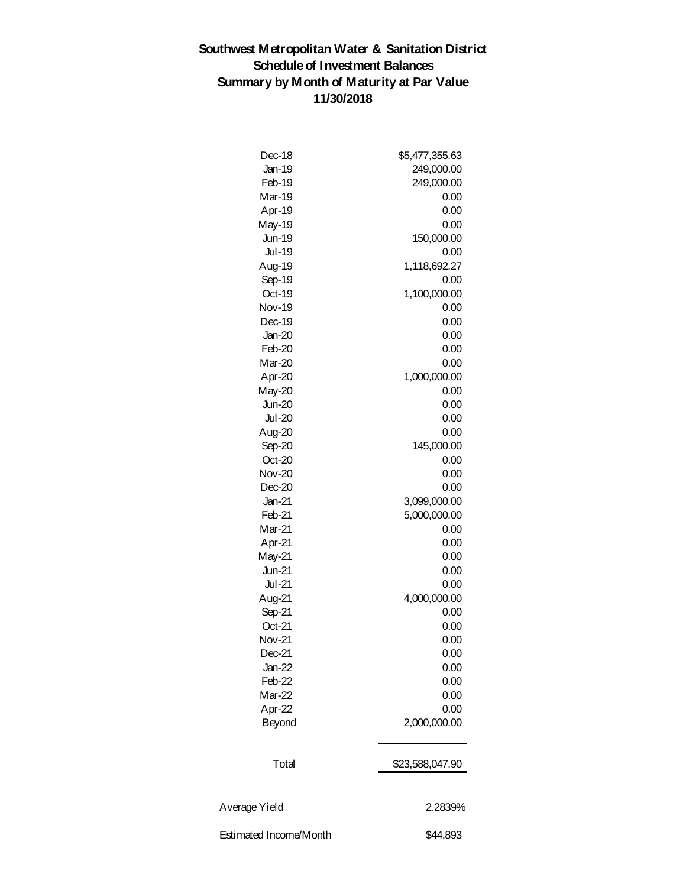# Southwest Metropolitan Water & Sanitation District
## Schedule of Investment Balances
## Summary by Month of Maturity at Par Value
## 11/30/2018

| Month | Par Value |
|---|---|
| Dec-18 | $5,477,355.63 |
| Jan-19 | 249,000.00 |
| Feb-19 | 249,000.00 |
| Mar-19 | 0.00 |
| Apr-19 | 0.00 |
| May-19 | 0.00 |
| Jun-19 | 150,000.00 |
| Jul-19 | 0.00 |
| Aug-19 | 1,118,692.27 |
| Sep-19 | 0.00 |
| Oct-19 | 1,100,000.00 |
| Nov-19 | 0.00 |
| Dec-19 | 0.00 |
| Jan-20 | 0.00 |
| Feb-20 | 0.00 |
| Mar-20 | 0.00 |
| Apr-20 | 1,000,000.00 |
| May-20 | 0.00 |
| Jun-20 | 0.00 |
| Jul-20 | 0.00 |
| Aug-20 | 0.00 |
| Sep-20 | 145,000.00 |
| Oct-20 | 0.00 |
| Nov-20 | 0.00 |
| Dec-20 | 0.00 |
| Jan-21 | 3,099,000.00 |
| Feb-21 | 5,000,000.00 |
| Mar-21 | 0.00 |
| Apr-21 | 0.00 |
| May-21 | 0.00 |
| Jun-21 | 0.00 |
| Jul-21 | 0.00 |
| Aug-21 | 4,000,000.00 |
| Sep-21 | 0.00 |
| Oct-21 | 0.00 |
| Nov-21 | 0.00 |
| Dec-21 | 0.00 |
| Jan-22 | 0.00 |
| Feb-22 | 0.00 |
| Mar-22 | 0.00 |
| Apr-22 | 0.00 |
| Beyond | 2,000,000.00 |
| Total | $23,588,047.90 |

| | |
|---|---|
| Average Yield | 2.2839% |
| Estimated Income/Month | $44,893 |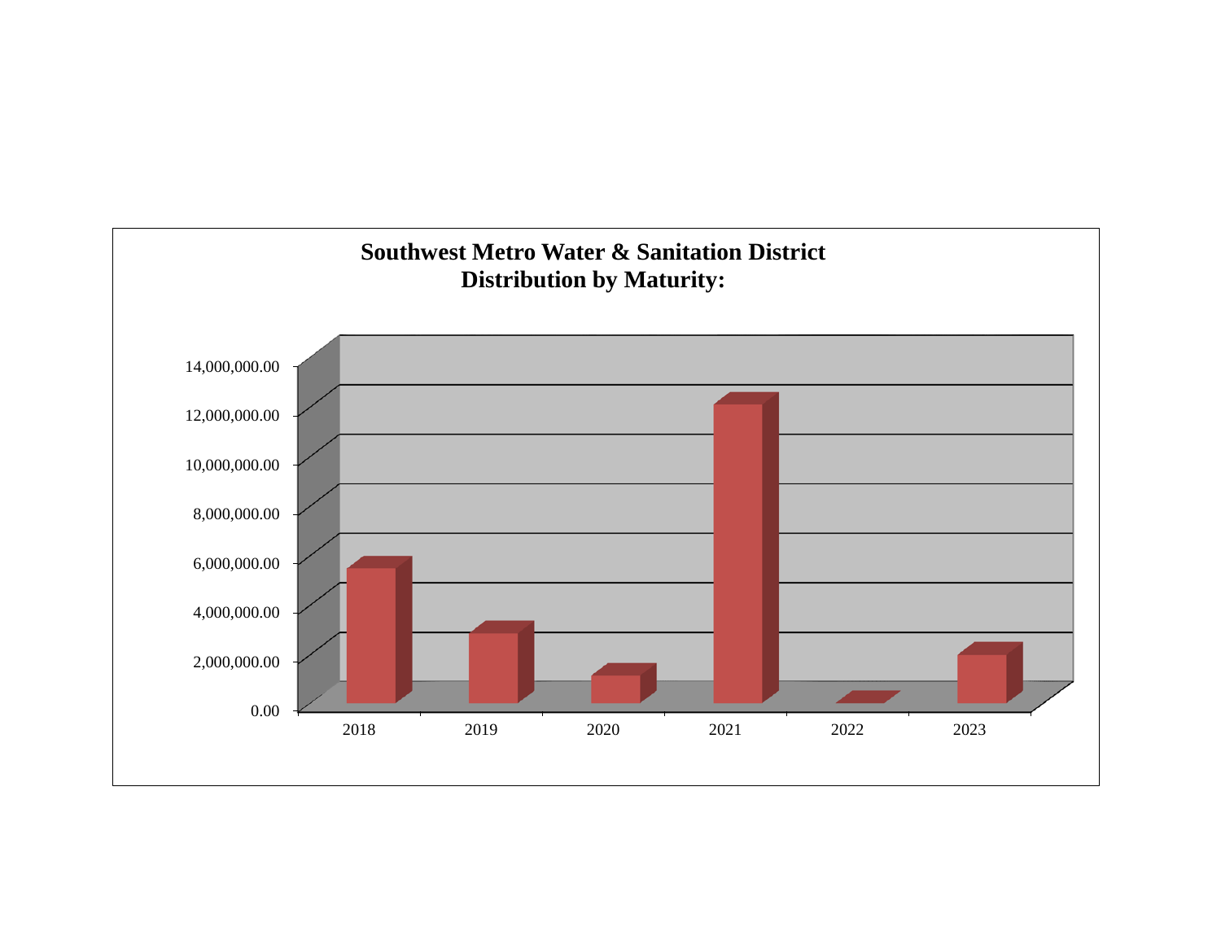**Southwest Metro Water & Sanitation District**
**Distribution by Maturity:**

14,000,000.00
12,000,000.00
10,000,000.00
8,000,000.00
6,000,000.00
4,000,000.00
2,000,000.00
0.00

2018 2019 2020 2021 2022 2023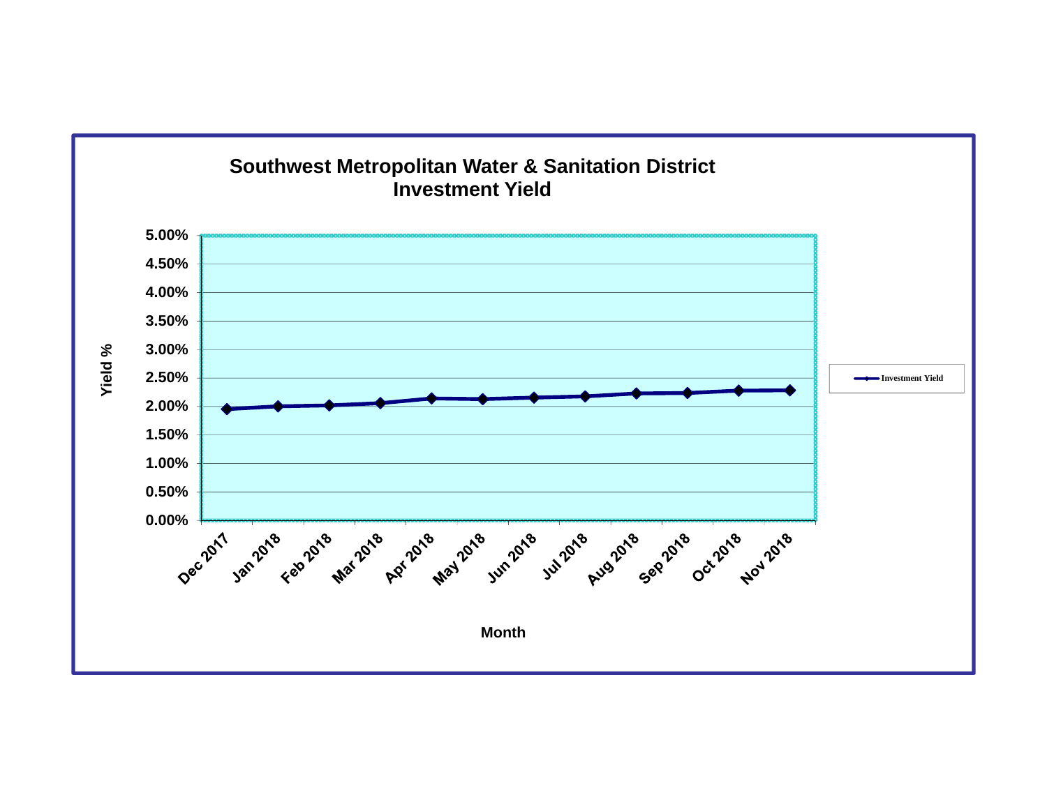# Southwest Metropolitan Water & Sanitation District
## Investment Yield

| Month | Investment Yield |
|---|---|
| Dec 2017 | ~1.95% |
| Jan 2018 | ~2.00% |
| Feb 2018 | ~2.02% |
| Mar 2018 | ~2.06% |
| Apr 2018 | ~2.14% |
| May 2018 | ~2.13% |
| Jun 2018 | ~2.16% |
| Jul 2018 | ~2.18% |
| Aug 2018 | ~2.23% |
| Sep 2018 | ~2.24% |
| Oct 2018 | ~2.28% |
| Nov 2018 | ~2.28% |

Yield %

Month

Investment Yield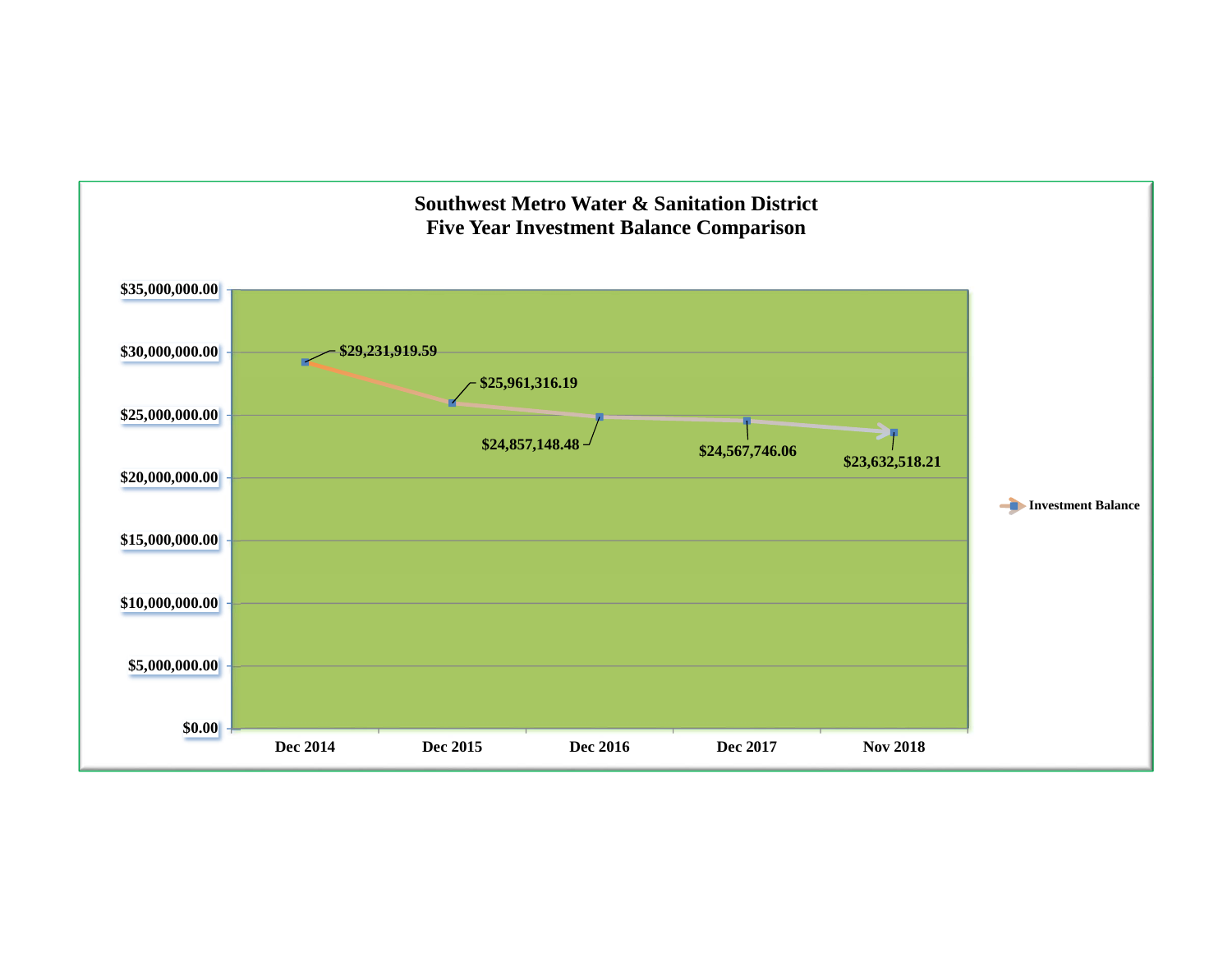Southwest Metro Water & Sanitation District
Five Year Investment Balance Comparison

$35,000,000.00
$30,000,000.00
$25,000,000.00
$20,000,000.00
$15,000,000.00
$10,000,000.00
$5,000,000.00
$0.00

$29,231,919.59
$25,961,316.19
$24,857,148.48
$24,567,746.06
$23,632,518.21

Dec 2014
Dec 2015
Dec 2016
Dec 2017
Nov 2018

Investment Balance